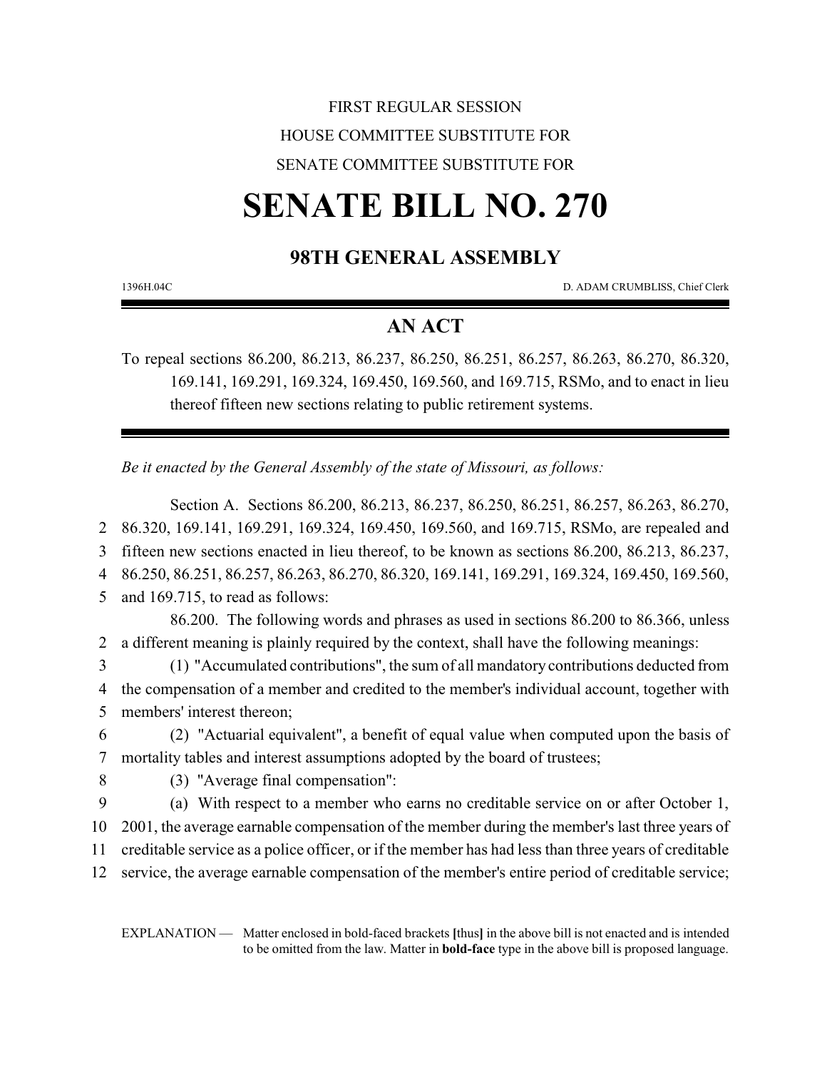FIRST REGULAR SESSION

HOUSE COMMITTEE SUBSTITUTE FOR

SENATE COMMITTEE SUBSTITUTE FOR

# SENATE BILL NO. 270

## 98TH GENERAL ASSEMBLY

1396H.04C D. ADAM CRUMBLISS, Chief Clerk

## AN ACT

To repeal sections 86.200, 86.213, 86.237, 86.250, 86.251, 86.257, 86.263, 86.270, 86.320, 169.141, 169.291, 169.324, 169.450, 169.560, and 169.715, RSMo, and to enact in lieu thereof fifteen new sections relating to public retirement systems.

*Be it enacted by the General Assembly of the state of Missouri, as follows:*

Section A. Sections 86.200, 86.213, 86.237, 86.250, 86.251, 86.257, 86.263, 86.270, 86.320, 169.141, 169.291, 169.324, 169.450, 169.560, and 169.715, RSMo, are repealed and fifteen new sections enacted in lieu thereof, to be known as sections 86.200, 86.213, 86.237, 86.250, 86.251, 86.257, 86.263, 86.270, 86.320, 169.141, 169.291, 169.324, 169.450, 169.560, and 169.715, to read as follows:

86.200. The following words and phrases as used in sections 86.200 to 86.366, unless a different meaning is plainly required by the context, shall have the following meanings:

(1) "Accumulated contributions", the sum of all mandatory contributions deducted from the compensation of a member and credited to the member's individual account, together with members' interest thereon;

(2) "Actuarial equivalent", a benefit of equal value when computed upon the basis of mortality tables and interest assumptions adopted by the board of trustees;

(3) "Average final compensation":

(a) With respect to a member who earns no creditable service on or after October 1, 2001, the average earnable compensation of the member during the member's last three years of creditable service as a police officer, or if the member has had less than three years of creditable service, the average earnable compensation of the member's entire period of creditable service;

EXPLANATION — Matter enclosed in bold-faced brackets **[**thus**]** in the above bill is not enacted and is intended to be omitted from the law. Matter in **bold-face** type in the above bill is proposed language.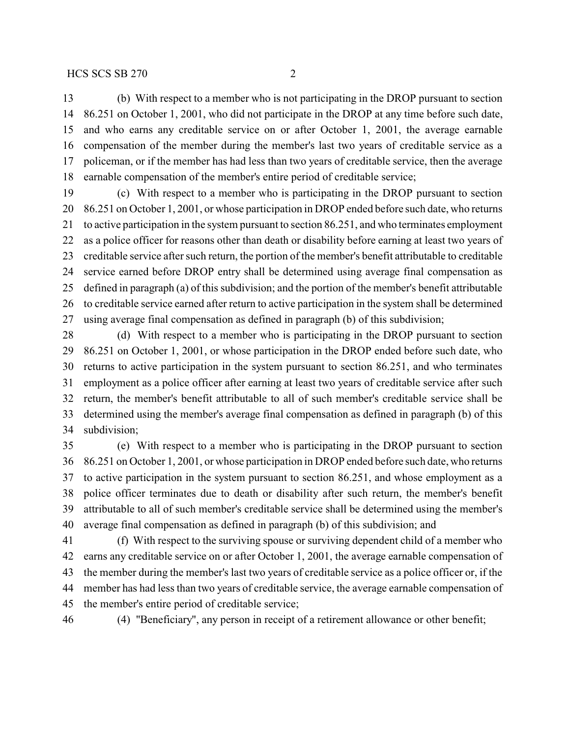(b) With respect to a member who is not participating in the DROP pursuant to section 86.251 on October 1, 2001, who did not participate in the DROP at any time before such date, and who earns any creditable service on or after October 1, 2001, the average earnable compensation of the member during the member's last two years of creditable service as a policeman, or if the member has had less than two years of creditable service, then the average earnable compensation of the member's entire period of creditable service;

(c) With respect to a member who is participating in the DROP pursuant to section 86.251 on October 1, 2001, or whose participation in DROP ended before such date, who returns to active participation in the system pursuant to section 86.251, and who terminates employment as a police officer for reasons other than death or disability before earning at least two years of creditable service after such return, the portion of the member's benefit attributable to creditable service earned before DROP entry shall be determined using average final compensation as defined in paragraph (a) of this subdivision; and the portion of the member's benefit attributable to creditable service earned after return to active participation in the system shall be determined using average final compensation as defined in paragraph (b) of this subdivision;

(d) With respect to a member who is participating in the DROP pursuant to section 86.251 on October 1, 2001, or whose participation in the DROP ended before such date, who returns to active participation in the system pursuant to section 86.251, and who terminates employment as a police officer after earning at least two years of creditable service after such return, the member's benefit attributable to all of such member's creditable service shall be determined using the member's average final compensation as defined in paragraph (b) of this subdivision;

(e) With respect to a member who is participating in the DROP pursuant to section 86.251 on October 1, 2001, or whose participation in DROP ended before such date, who returns to active participation in the system pursuant to section 86.251, and whose employment as a police officer terminates due to death or disability after such return, the member's benefit attributable to all of such member's creditable service shall be determined using the member's average final compensation as defined in paragraph (b) of this subdivision; and

(f) With respect to the surviving spouse or surviving dependent child of a member who earns any creditable service on or after October 1, 2001, the average earnable compensation of the member during the member's last two years of creditable service as a police officer or, if the member has had less than two years of creditable service, the average earnable compensation of the member's entire period of creditable service;

(4) "Beneficiary", any person in receipt of a retirement allowance or other benefit;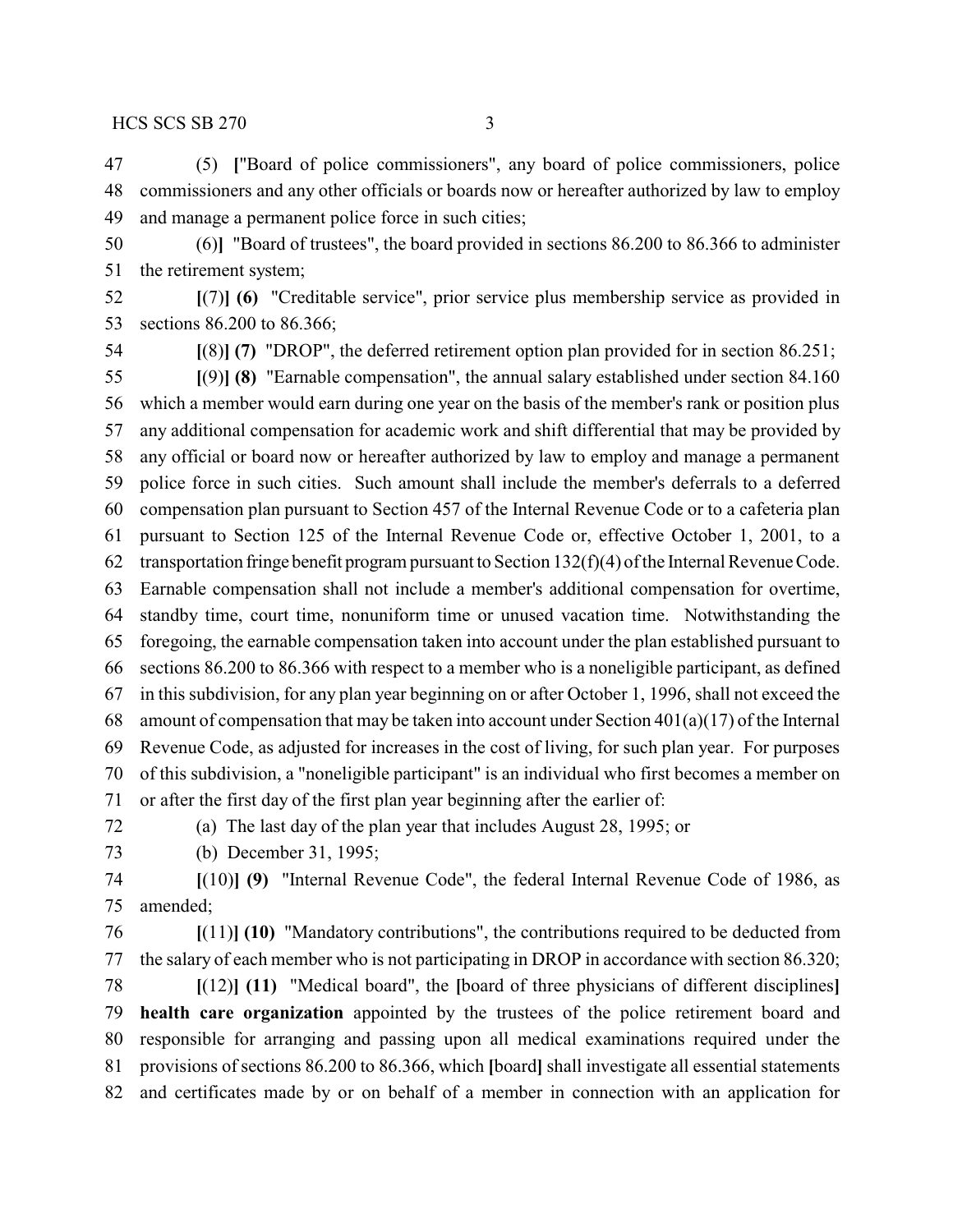(5) **[**"Board of police commissioners", any board of police commissioners, police commissioners and any other officials or boards now or hereafter authorized by law to employ and manage a permanent police force in such cities;

(6)**]** "Board of trustees", the board provided in sections 86.200 to 86.366 to administer the retirement system;

**[**(7)**] (6)** "Creditable service", prior service plus membership service as provided in sections 86.200 to 86.366;

**[**(8)**] (7)** "DROP", the deferred retirement option plan provided for in section 86.251;

**[**(9)**] (8)** "Earnable compensation", the annual salary established under section 84.160 which a member would earn during one year on the basis of the member's rank or position plus any additional compensation for academic work and shift differential that may be provided by any official or board now or hereafter authorized by law to employ and manage a permanent police force in such cities. Such amount shall include the member's deferrals to a deferred compensation plan pursuant to Section 457 of the Internal Revenue Code or to a cafeteria plan pursuant to Section 125 of the Internal Revenue Code or, effective October 1, 2001, to a transportation fringe benefit program pursuant to Section 132(f)(4) of the Internal Revenue Code. Earnable compensation shall not include a member's additional compensation for overtime, standby time, court time, nonuniform time or unused vacation time. Notwithstanding the foregoing, the earnable compensation taken into account under the plan established pursuant to sections 86.200 to 86.366 with respect to a member who is a noneligible participant, as defined in this subdivision, for any plan year beginning on or after October 1, 1996, shall not exceed the amount of compensation that may be taken into account under Section 401(a)(17) of the Internal Revenue Code, as adjusted for increases in the cost of living, for such plan year. For purposes of this subdivision, a "noneligible participant" is an individual who first becomes a member on or after the first day of the first plan year beginning after the earlier of:

(a) The last day of the plan year that includes August 28, 1995; or

(b) December 31, 1995;

**[**(10)**] (9)** "Internal Revenue Code", the federal Internal Revenue Code of 1986, as amended;

**[**(11)**] (10)** "Mandatory contributions", the contributions required to be deducted from the salary of each member who is not participating in DROP in accordance with section 86.320;

**[**(12)**] (11)** "Medical board", the **[**board of three physicians of different disciplines**] health care organization** appointed by the trustees of the police retirement board and responsible for arranging and passing upon all medical examinations required under the provisions of sections 86.200 to 86.366, which **[**board**]** shall investigate all essential statements and certificates made by or on behalf of a member in connection with an application for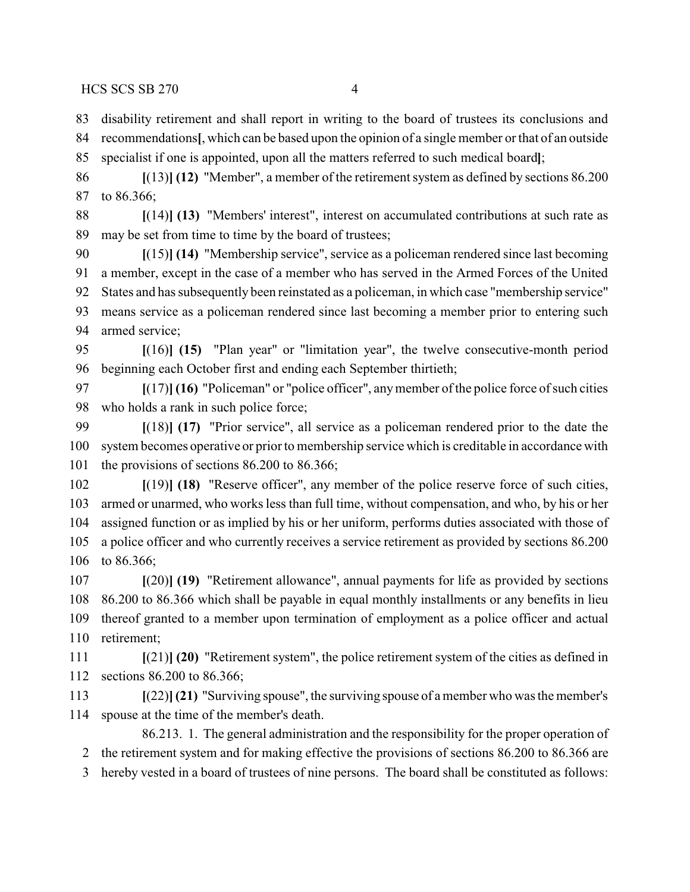disability retirement and shall report in writing to the board of trustees its conclusions and recommendations**[**, which can be based upon the opinion of a single member or that of an outside specialist if one is appointed, upon all the matters referred to such medical board**]**;

**[**(13)**] (12)** "Member", a member of the retirement system as defined by sections 86.200 to 86.366;

**[**(14)**] (13)** "Members' interest", interest on accumulated contributions at such rate as may be set from time to time by the board of trustees;

**[**(15)**] (14)** "Membership service", service as a policeman rendered since last becoming a member, except in the case of a member who has served in the Armed Forces of the United States and has subsequently been reinstated as a policeman, in which case "membership service" means service as a policeman rendered since last becoming a member prior to entering such armed service;

**[**(16)**] (15)** "Plan year" or "limitation year", the twelve consecutive-month period beginning each October first and ending each September thirtieth;

**[**(17)**] (16)** "Policeman" or "police officer", any member of the police force of such cities who holds a rank in such police force;

**[**(18)**] (17)** "Prior service", all service as a policeman rendered prior to the date the system becomes operative or prior to membership service which is creditable in accordance with the provisions of sections 86.200 to 86.366;

**[**(19)**] (18)** "Reserve officer", any member of the police reserve force of such cities, armed or unarmed, who works less than full time, without compensation, and who, by his or her assigned function or as implied by his or her uniform, performs duties associated with those of a police officer and who currently receives a service retirement as provided by sections 86.200 to 86.366;

**[**(20)**] (19)** "Retirement allowance", annual payments for life as provided by sections 86.200 to 86.366 which shall be payable in equal monthly installments or any benefits in lieu thereof granted to a member upon termination of employment as a police officer and actual retirement;

**[**(21)**] (20)** "Retirement system", the police retirement system of the cities as defined in sections 86.200 to 86.366;

**[**(22)**] (21)** "Surviving spouse", the surviving spouse of a member who was the member's spouse at the time of the member's death.

86.213. 1. The general administration and the responsibility for the proper operation of the retirement system and for making effective the provisions of sections 86.200 to 86.366 are hereby vested in a board of trustees of nine persons. The board shall be constituted as follows: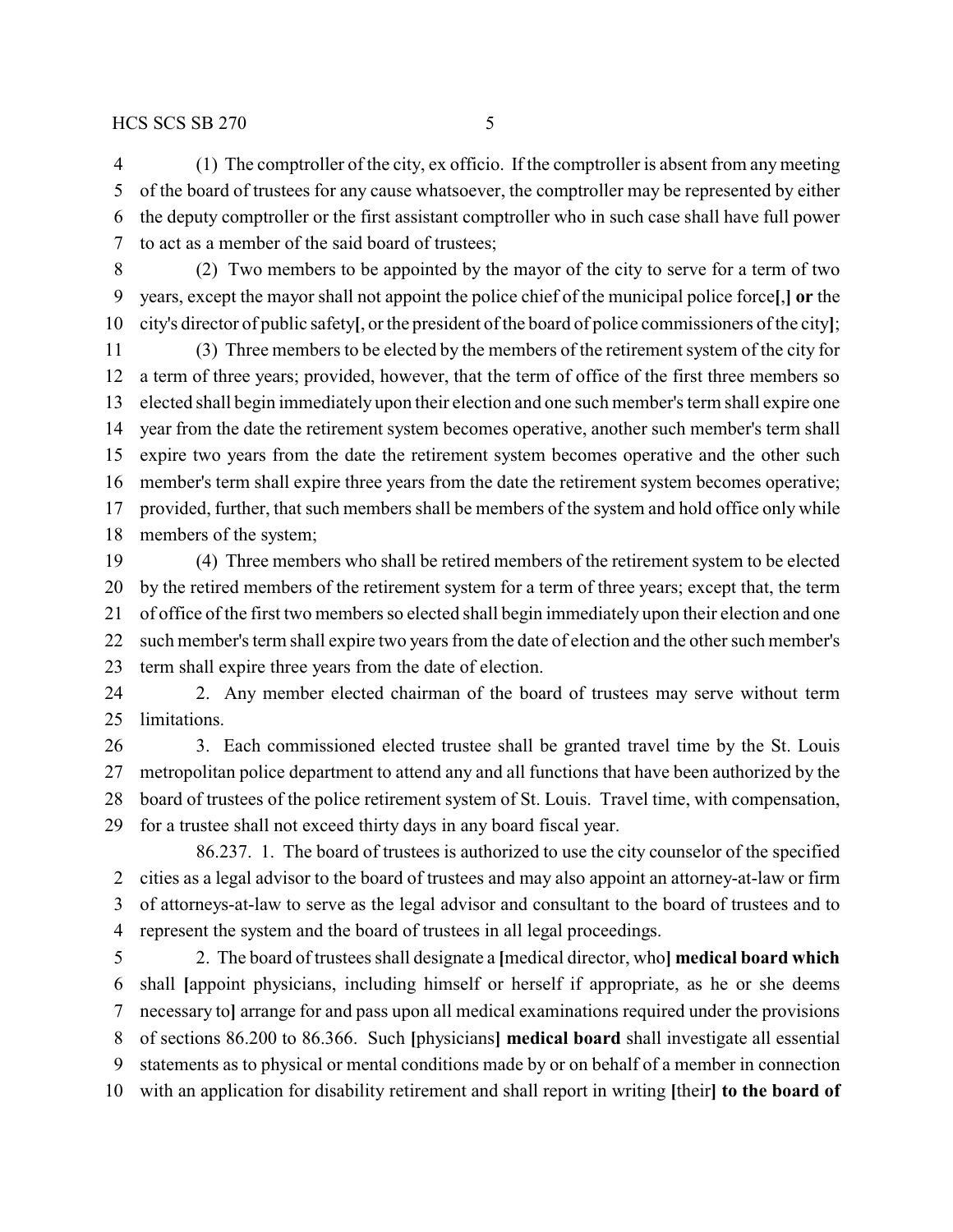(1) The comptroller of the city, ex officio. If the comptroller is absent from any meeting of the board of trustees for any cause whatsoever, the comptroller may be represented by either the deputy comptroller or the first assistant comptroller who in such case shall have full power to act as a member of the said board of trustees;

(2) Two members to be appointed by the mayor of the city to serve for a term of two years, except the mayor shall not appoint the police chief of the municipal police force**[**,**] or** the city's director of public safety**[**, or the president of the board of police commissioners of the city**]**;

(3) Three members to be elected by the members of the retirement system of the city for a term of three years; provided, however, that the term of office of the first three members so elected shall begin immediately upon their election and one such member's term shall expire one year from the date the retirement system becomes operative, another such member's term shall expire two years from the date the retirement system becomes operative and the other such member's term shall expire three years from the date the retirement system becomes operative; provided, further, that such members shall be members of the system and hold office only while members of the system;

(4) Three members who shall be retired members of the retirement system to be elected by the retired members of the retirement system for a term of three years; except that, the term of office of the first two members so elected shall begin immediately upon their election and one such member's term shall expire two years from the date of election and the other such member's term shall expire three years from the date of election.

2. Any member elected chairman of the board of trustees may serve without term limitations.

3. Each commissioned elected trustee shall be granted travel time by the St. Louis metropolitan police department to attend any and all functions that have been authorized by the board of trustees of the police retirement system of St. Louis. Travel time, with compensation, for a trustee shall not exceed thirty days in any board fiscal year.

86.237. 1. The board of trustees is authorized to use the city counselor of the specified cities as a legal advisor to the board of trustees and may also appoint an attorney-at-law or firm of attorneys-at-law to serve as the legal advisor and consultant to the board of trustees and to represent the system and the board of trustees in all legal proceedings.

2. The board of trustees shall designate a **[**medical director, who**] medical board which** shall **[**appoint physicians, including himself or herself if appropriate, as he or she deems necessary to**]** arrange for and pass upon all medical examinations required under the provisions of sections 86.200 to 86.366. Such **[**physicians**] medical board** shall investigate all essential statements as to physical or mental conditions made by or on behalf of a member in connection with an application for disability retirement and shall report in writing **[**their**] to the board of**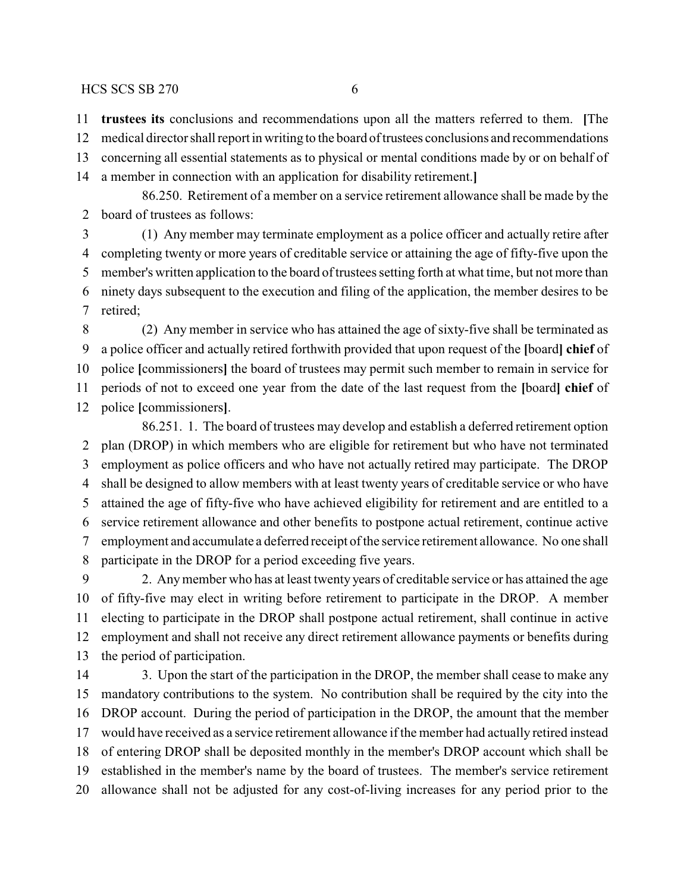**trustees its** conclusions and recommendations upon all the matters referred to them. **[**The medical director shall report in writing to the board of trustees conclusions and recommendations concerning all essential statements as to physical or mental conditions made by or on behalf of a member in connection with an application for disability retirement.**]**

86.250. Retirement of a member on a service retirement allowance shall be made by the board of trustees as follows:

(1) Any member may terminate employment as a police officer and actually retire after completing twenty or more years of creditable service or attaining the age of fifty-five upon the member's written application to the board of trustees setting forth at what time, but not more than ninety days subsequent to the execution and filing of the application, the member desires to be retired;

(2) Any member in service who has attained the age of sixty-five shall be terminated as a police officer and actually retired forthwith provided that upon request of the **[**board**] chief** of police **[**commissioners**]** the board of trustees may permit such member to remain in service for periods of not to exceed one year from the date of the last request from the **[**board**] chief** of police **[**commissioners**]**.

86.251. 1. The board of trustees may develop and establish a deferred retirement option plan (DROP) in which members who are eligible for retirement but who have not terminated employment as police officers and who have not actually retired may participate. The DROP shall be designed to allow members with at least twenty years of creditable service or who have attained the age of fifty-five who have achieved eligibility for retirement and are entitled to a service retirement allowance and other benefits to postpone actual retirement, continue active employment and accumulate a deferred receipt of the service retirement allowance. No one shall participate in the DROP for a period exceeding five years.

2. Any member who has at least twenty years of creditable service or has attained the age of fifty-five may elect in writing before retirement to participate in the DROP. A member electing to participate in the DROP shall postpone actual retirement, shall continue in active employment and shall not receive any direct retirement allowance payments or benefits during the period of participation.

3. Upon the start of the participation in the DROP, the member shall cease to make any mandatory contributions to the system. No contribution shall be required by the city into the DROP account. During the period of participation in the DROP, the amount that the member would have received as a service retirement allowance if the member had actually retired instead of entering DROP shall be deposited monthly in the member's DROP account which shall be established in the member's name by the board of trustees. The member's service retirement allowance shall not be adjusted for any cost-of-living increases for any period prior to the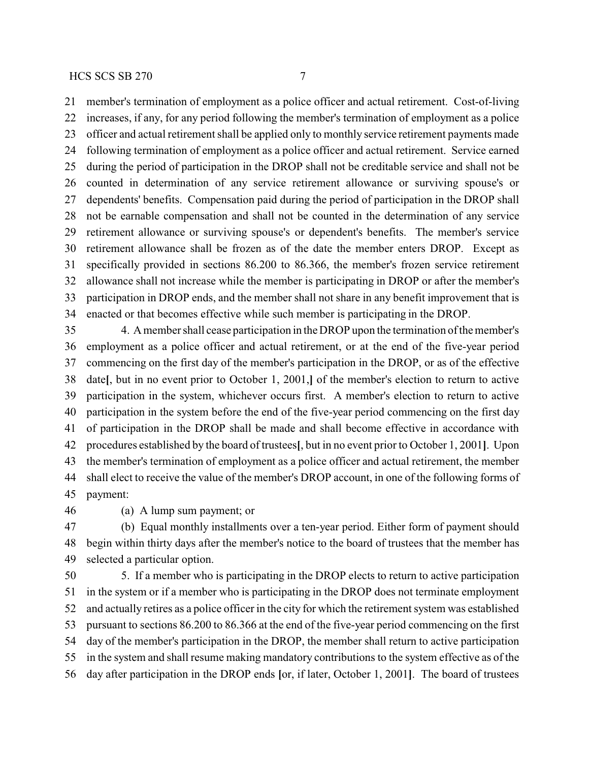member's termination of employment as a police officer and actual retirement. Cost-of-living increases, if any, for any period following the member's termination of employment as a police officer and actual retirement shall be applied only to monthly service retirement payments made following termination of employment as a police officer and actual retirement. Service earned during the period of participation in the DROP shall not be creditable service and shall not be counted in determination of any service retirement allowance or surviving spouse's or dependents' benefits. Compensation paid during the period of participation in the DROP shall not be earnable compensation and shall not be counted in the determination of any service retirement allowance or surviving spouse's or dependent's benefits. The member's service retirement allowance shall be frozen as of the date the member enters DROP. Except as specifically provided in sections 86.200 to 86.366, the member's frozen service retirement allowance shall not increase while the member is participating in DROP or after the member's participation in DROP ends, and the member shall not share in any benefit improvement that is enacted or that becomes effective while such member is participating in the DROP.

4. A member shall cease participation in the DROP upon the termination of the member's employment as a police officer and actual retirement, or at the end of the five-year period commencing on the first day of the member's participation in the DROP, or as of the effective date**[**, but in no event prior to October 1, 2001,**]** of the member's election to return to active participation in the system, whichever occurs first. A member's election to return to active participation in the system before the end of the five-year period commencing on the first day of participation in the DROP shall be made and shall become effective in accordance with procedures established by the board of trustees**[**, but in no event prior to October 1, 2001**]**. Upon the member's termination of employment as a police officer and actual retirement, the member shall elect to receive the value of the member's DROP account, in one of the following forms of payment:

(a) A lump sum payment; or

(b) Equal monthly installments over a ten-year period. Either form of payment should begin within thirty days after the member's notice to the board of trustees that the member has selected a particular option.

5. If a member who is participating in the DROP elects to return to active participation in the system or if a member who is participating in the DROP does not terminate employment and actually retires as a police officer in the city for which the retirement system was established pursuant to sections 86.200 to 86.366 at the end of the five-year period commencing on the first day of the member's participation in the DROP, the member shall return to active participation in the system and shall resume making mandatory contributions to the system effective as of the day after participation in the DROP ends **[**or, if later, October 1, 2001**]**. The board of trustees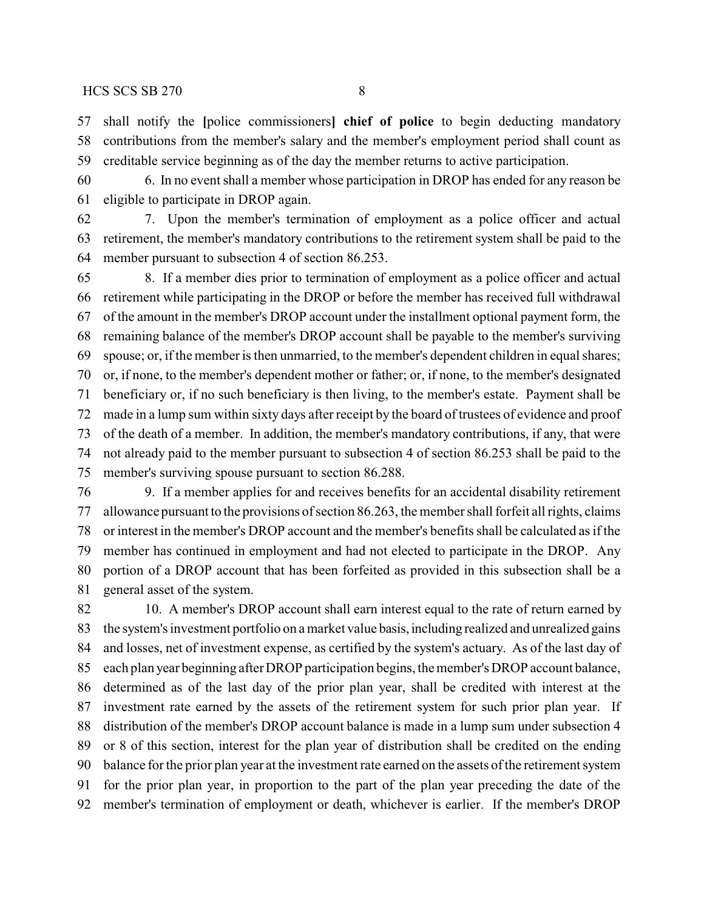shall notify the [police commissioners] **chief of police** to begin deducting mandatory contributions from the member's salary and the member's employment period shall count as creditable service beginning as of the day the member returns to active participation.

6. In no event shall a member whose participation in DROP has ended for any reason be eligible to participate in DROP again.

7. Upon the member's termination of employment as a police officer and actual retirement, the member's mandatory contributions to the retirement system shall be paid to the member pursuant to subsection 4 of section 86.253.

8. If a member dies prior to termination of employment as a police officer and actual retirement while participating in the DROP or before the member has received full withdrawal of the amount in the member's DROP account under the installment optional payment form, the remaining balance of the member's DROP account shall be payable to the member's surviving spouse; or, if the member is then unmarried, to the member's dependent children in equal shares; or, if none, to the member's dependent mother or father; or, if none, to the member's designated beneficiary or, if no such beneficiary is then living, to the member's estate. Payment shall be made in a lump sum within sixty days after receipt by the board of trustees of evidence and proof of the death of a member. In addition, the member's mandatory contributions, if any, that were not already paid to the member pursuant to subsection 4 of section 86.253 shall be paid to the member's surviving spouse pursuant to section 86.288.

9. If a member applies for and receives benefits for an accidental disability retirement allowance pursuant to the provisions of section 86.263, the member shall forfeit all rights, claims or interest in the member's DROP account and the member's benefits shall be calculated as if the member has continued in employment and had not elected to participate in the DROP. Any portion of a DROP account that has been forfeited as provided in this subsection shall be a general asset of the system.

10. A member's DROP account shall earn interest equal to the rate of return earned by the system's investment portfolio on a market value basis, including realized and unrealized gains and losses, net of investment expense, as certified by the system's actuary. As of the last day of each plan year beginning after DROP participation begins, the member's DROP account balance, determined as of the last day of the prior plan year, shall be credited with interest at the investment rate earned by the assets of the retirement system for such prior plan year. If distribution of the member's DROP account balance is made in a lump sum under subsection 4 or 8 of this section, interest for the plan year of distribution shall be credited on the ending balance for the prior plan year at the investment rate earned on the assets of the retirement system for the prior plan year, in proportion to the part of the plan year preceding the date of the member's termination of employment or death, whichever is earlier. If the member's DROP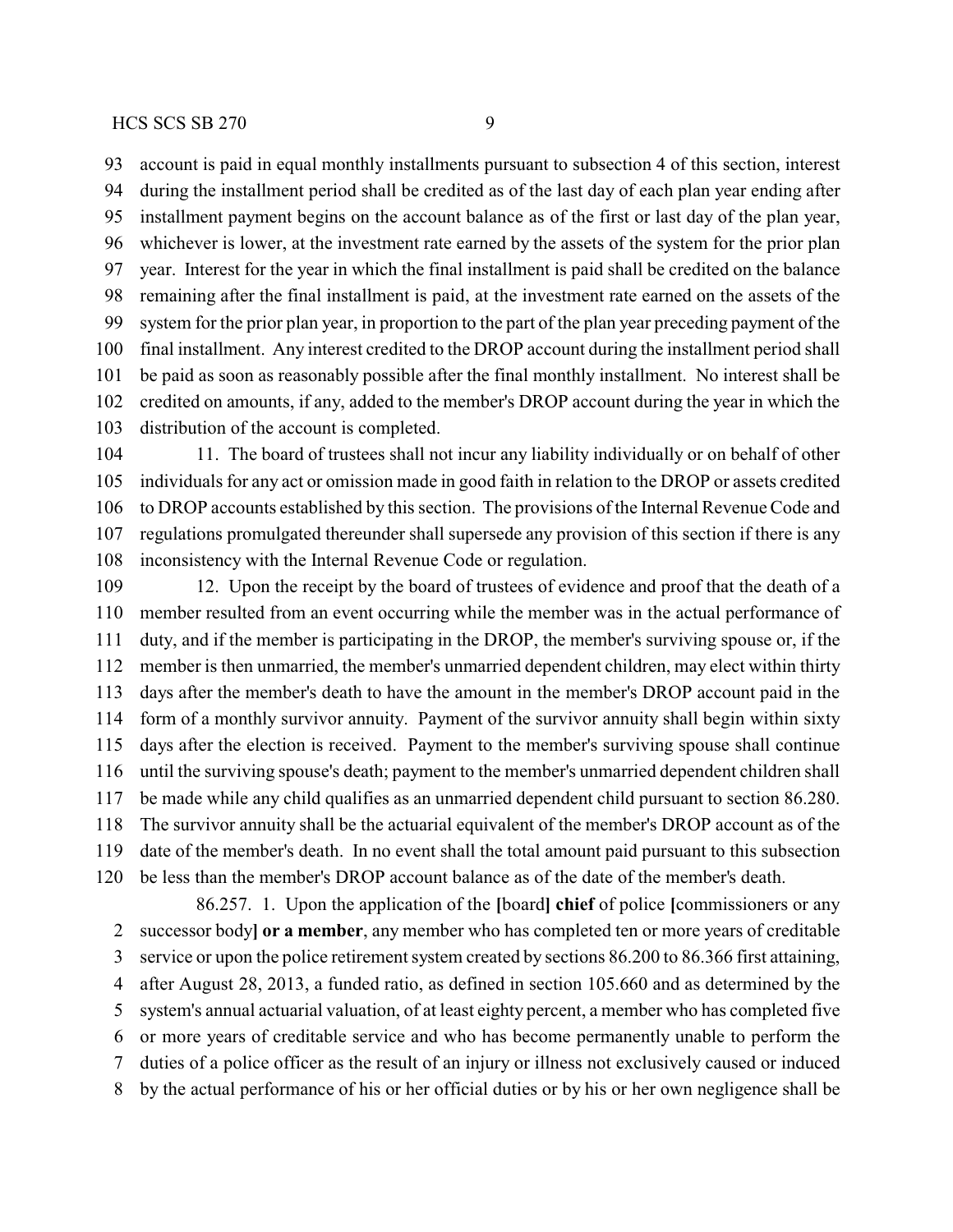account is paid in equal monthly installments pursuant to subsection 4 of this section, interest during the installment period shall be credited as of the last day of each plan year ending after installment payment begins on the account balance as of the first or last day of the plan year, whichever is lower, at the investment rate earned by the assets of the system for the prior plan year. Interest for the year in which the final installment is paid shall be credited on the balance remaining after the final installment is paid, at the investment rate earned on the assets of the system for the prior plan year, in proportion to the part of the plan year preceding payment of the final installment. Any interest credited to the DROP account during the installment period shall be paid as soon as reasonably possible after the final monthly installment. No interest shall be credited on amounts, if any, added to the member's DROP account during the year in which the distribution of the account is completed.

11. The board of trustees shall not incur any liability individually or on behalf of other individuals for any act or omission made in good faith in relation to the DROP or assets credited to DROP accounts established by this section. The provisions of the Internal Revenue Code and regulations promulgated thereunder shall supersede any provision of this section if there is any inconsistency with the Internal Revenue Code or regulation.

12. Upon the receipt by the board of trustees of evidence and proof that the death of a member resulted from an event occurring while the member was in the actual performance of duty, and if the member is participating in the DROP, the member's surviving spouse or, if the member is then unmarried, the member's unmarried dependent children, may elect within thirty days after the member's death to have the amount in the member's DROP account paid in the form of a monthly survivor annuity. Payment of the survivor annuity shall begin within sixty days after the election is received. Payment to the member's surviving spouse shall continue until the surviving spouse's death; payment to the member's unmarried dependent children shall be made while any child qualifies as an unmarried dependent child pursuant to section 86.280. The survivor annuity shall be the actuarial equivalent of the member's DROP account as of the date of the member's death. In no event shall the total amount paid pursuant to this subsection be less than the member's DROP account balance as of the date of the member's death.

86.257. 1. Upon the application of the [board] **chief** of police [commissioners or any successor body] **or a member**, any member who has completed ten or more years of creditable service or upon the police retirement system created by sections 86.200 to 86.366 first attaining, after August 28, 2013, a funded ratio, as defined in section 105.660 and as determined by the system's annual actuarial valuation, of at least eighty percent, a member who has completed five or more years of creditable service and who has become permanently unable to perform the duties of a police officer as the result of an injury or illness not exclusively caused or induced by the actual performance of his or her official duties or by his or her own negligence shall be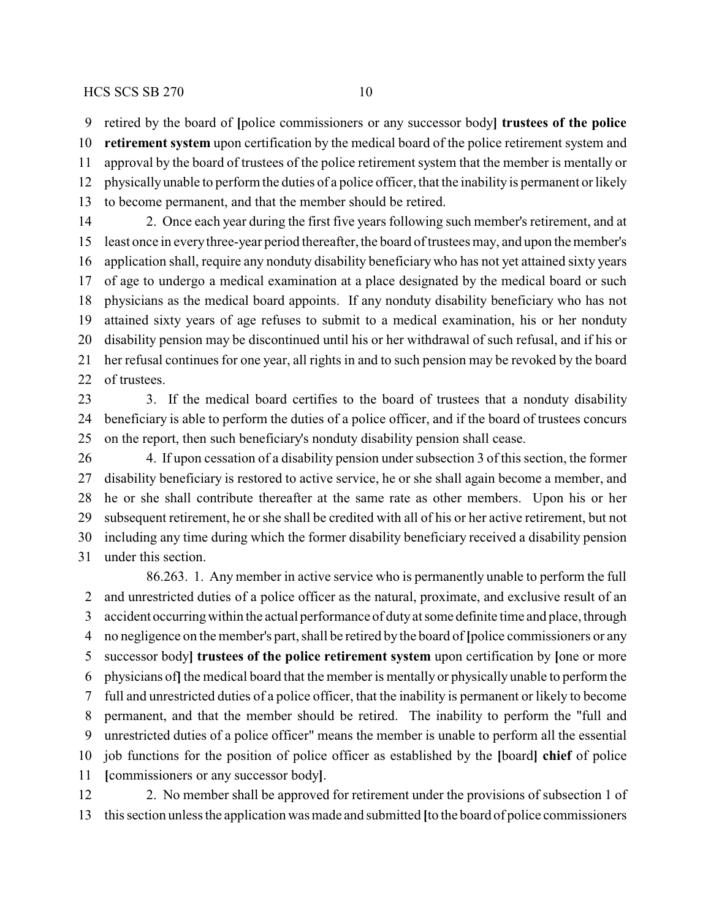retired by the board of [police commissioners or any successor body] **trustees of the police retirement system** upon certification by the medical board of the police retirement system and approval by the board of trustees of the police retirement system that the member is mentally or physically unable to perform the duties of a police officer, that the inability is permanent or likely to become permanent, and that the member should be retired.

2. Once each year during the first five years following such member's retirement, and at least once in every three-year period thereafter, the board of trustees may, and upon the member's application shall, require any nonduty disability beneficiary who has not yet attained sixty years of age to undergo a medical examination at a place designated by the medical board or such physicians as the medical board appoints. If any nonduty disability beneficiary who has not attained sixty years of age refuses to submit to a medical examination, his or her nonduty disability pension may be discontinued until his or her withdrawal of such refusal, and if his or her refusal continues for one year, all rights in and to such pension may be revoked by the board of trustees.

3. If the medical board certifies to the board of trustees that a nonduty disability beneficiary is able to perform the duties of a police officer, and if the board of trustees concurs on the report, then such beneficiary's nonduty disability pension shall cease.

4. If upon cessation of a disability pension under subsection 3 of this section, the former disability beneficiary is restored to active service, he or she shall again become a member, and he or she shall contribute thereafter at the same rate as other members. Upon his or her subsequent retirement, he or she shall be credited with all of his or her active retirement, but not including any time during which the former disability beneficiary received a disability pension under this section.

86.263. 1. Any member in active service who is permanently unable to perform the full and unrestricted duties of a police officer as the natural, proximate, and exclusive result of an accident occurring within the actual performance of duty at some definite time and place, through no negligence on the member's part, shall be retired by the board of [police commissioners or any successor body] **trustees of the police retirement system** upon certification by [one or more physicians of] the medical board that the member is mentally or physically unable to perform the full and unrestricted duties of a police officer, that the inability is permanent or likely to become permanent, and that the member should be retired. The inability to perform the "full and unrestricted duties of a police officer" means the member is unable to perform all the essential job functions for the position of police officer as established by the [board] **chief** of police [commissioners or any successor body].

2. No member shall be approved for retirement under the provisions of subsection 1 of this section unless the application was made and submitted [to the board of police commissioners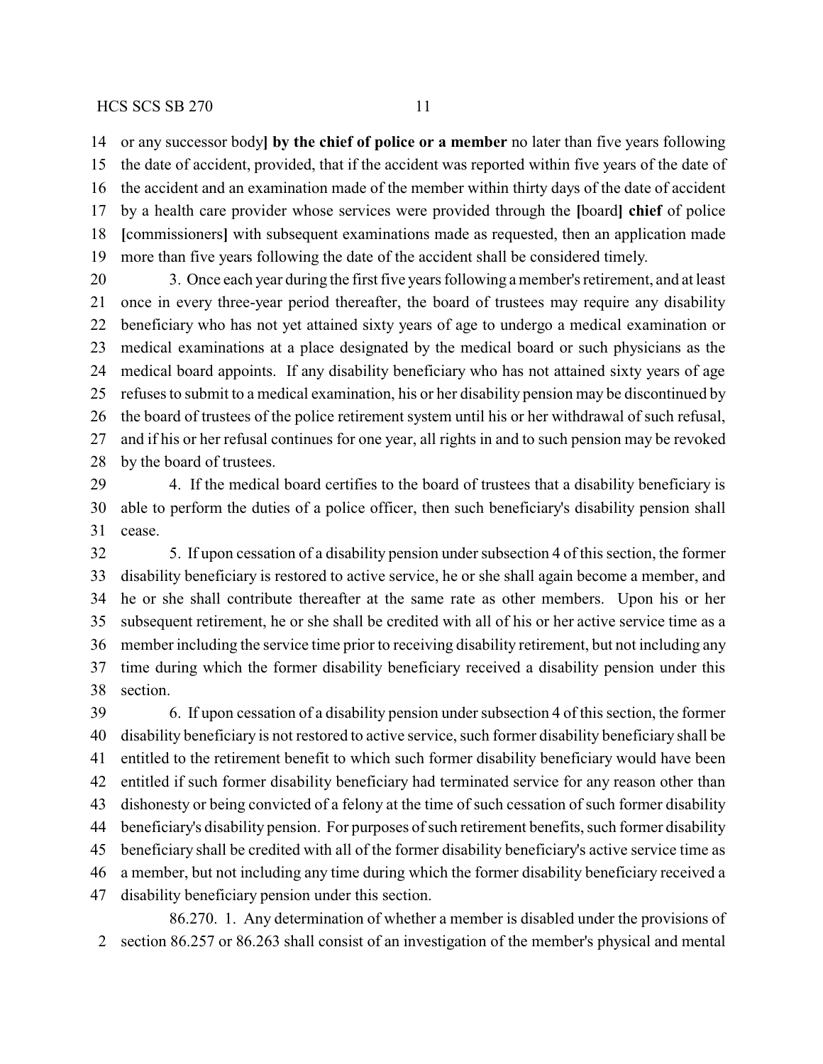or any successor body**]** **by the chief of police or a member** no later than five years following the date of accident, provided, that if the accident was reported within five years of the date of the accident and an examination made of the member within thirty days of the date of accident by a health care provider whose services were provided through the **[**board**]** **chief** of police **[**commissioners**]** with subsequent examinations made as requested, then an application made more than five years following the date of the accident shall be considered timely.

3. Once each year during the first five years following a member's retirement, and at least once in every three-year period thereafter, the board of trustees may require any disability beneficiary who has not yet attained sixty years of age to undergo a medical examination or medical examinations at a place designated by the medical board or such physicians as the medical board appoints. If any disability beneficiary who has not attained sixty years of age refuses to submit to a medical examination, his or her disability pension may be discontinued by the board of trustees of the police retirement system until his or her withdrawal of such refusal, and if his or her refusal continues for one year, all rights in and to such pension may be revoked by the board of trustees.

4. If the medical board certifies to the board of trustees that a disability beneficiary is able to perform the duties of a police officer, then such beneficiary's disability pension shall cease.

5. If upon cessation of a disability pension under subsection 4 of this section, the former disability beneficiary is restored to active service, he or she shall again become a member, and he or she shall contribute thereafter at the same rate as other members. Upon his or her subsequent retirement, he or she shall be credited with all of his or her active service time as a member including the service time prior to receiving disability retirement, but not including any time during which the former disability beneficiary received a disability pension under this section.

6. If upon cessation of a disability pension under subsection 4 of this section, the former disability beneficiary is not restored to active service, such former disability beneficiary shall be entitled to the retirement benefit to which such former disability beneficiary would have been entitled if such former disability beneficiary had terminated service for any reason other than dishonesty or being convicted of a felony at the time of such cessation of such former disability beneficiary's disability pension. For purposes of such retirement benefits, such former disability beneficiary shall be credited with all of the former disability beneficiary's active service time as a member, but not including any time during which the former disability beneficiary received a disability beneficiary pension under this section.

86.270. 1. Any determination of whether a member is disabled under the provisions of section 86.257 or 86.263 shall consist of an investigation of the member's physical and mental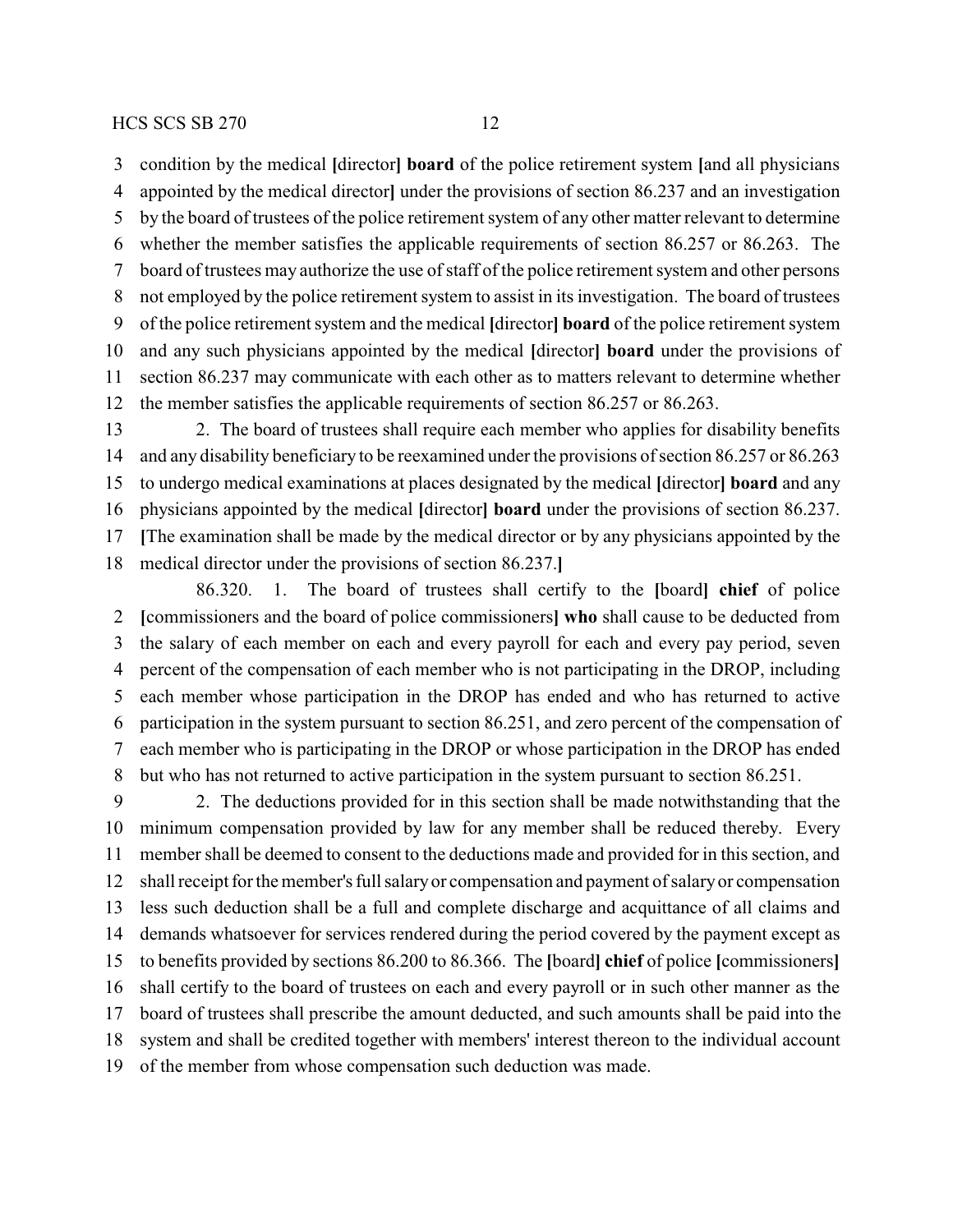condition by the medical [director] **board** of the police retirement system [and all physicians appointed by the medical director] under the provisions of section 86.237 and an investigation by the board of trustees of the police retirement system of any other matter relevant to determine whether the member satisfies the applicable requirements of section 86.257 or 86.263. The board of trustees may authorize the use of staff of the police retirement system and other persons not employed by the police retirement system to assist in its investigation. The board of trustees of the police retirement system and the medical [director] **board** of the police retirement system and any such physicians appointed by the medical [director] **board** under the provisions of section 86.237 may communicate with each other as to matters relevant to determine whether the member satisfies the applicable requirements of section 86.257 or 86.263.

2. The board of trustees shall require each member who applies for disability benefits and any disability beneficiary to be reexamined under the provisions of section 86.257 or 86.263 to undergo medical examinations at places designated by the medical [director] **board** and any physicians appointed by the medical [director] **board** under the provisions of section 86.237. [The examination shall be made by the medical director or by any physicians appointed by the medical director under the provisions of section 86.237.]

86.320. 1. The board of trustees shall certify to the [board] **chief** of police [commissioners and the board of police commissioners] **who** shall cause to be deducted from the salary of each member on each and every payroll for each and every pay period, seven percent of the compensation of each member who is not participating in the DROP, including each member whose participation in the DROP has ended and who has returned to active participation in the system pursuant to section 86.251, and zero percent of the compensation of each member who is participating in the DROP or whose participation in the DROP has ended but who has not returned to active participation in the system pursuant to section 86.251.

2. The deductions provided for in this section shall be made notwithstanding that the minimum compensation provided by law for any member shall be reduced thereby. Every member shall be deemed to consent to the deductions made and provided for in this section, and shall receipt for the member's full salary or compensation and payment of salary or compensation less such deduction shall be a full and complete discharge and acquittance of all claims and demands whatsoever for services rendered during the period covered by the payment except as to benefits provided by sections 86.200 to 86.366. The [board] **chief** of police [commissioners] shall certify to the board of trustees on each and every payroll or in such other manner as the board of trustees shall prescribe the amount deducted, and such amounts shall be paid into the system and shall be credited together with members' interest thereon to the individual account of the member from whose compensation such deduction was made.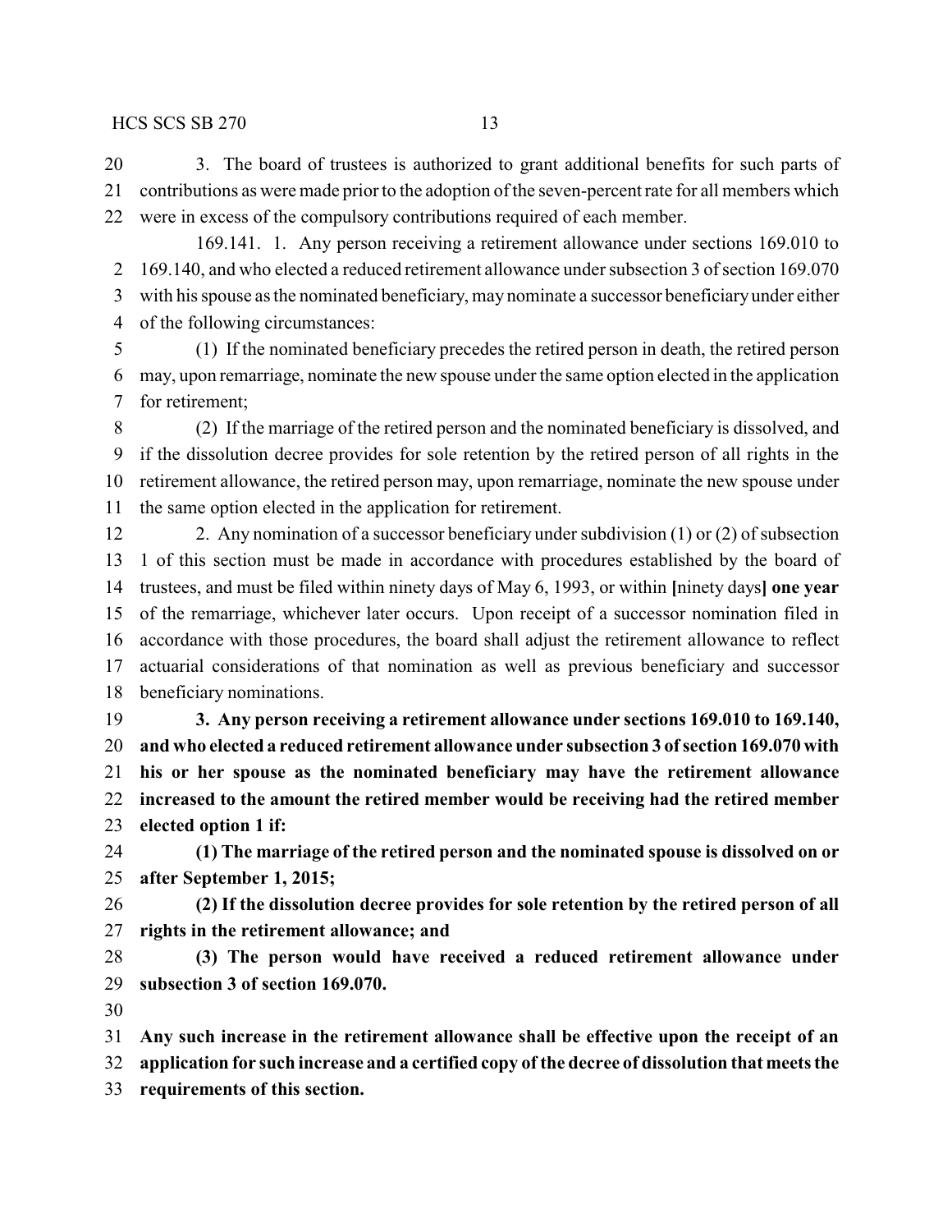3. The board of trustees is authorized to grant additional benefits for such parts of contributions as were made prior to the adoption of the seven-percent rate for all members which were in excess of the compulsory contributions required of each member.

169.141. 1. Any person receiving a retirement allowance under sections 169.010 to 169.140, and who elected a reduced retirement allowance under subsection 3 of section 169.070 with his spouse as the nominated beneficiary, may nominate a successor beneficiary under either of the following circumstances:

(1) If the nominated beneficiary precedes the retired person in death, the retired person may, upon remarriage, nominate the new spouse under the same option elected in the application for retirement;

(2) If the marriage of the retired person and the nominated beneficiary is dissolved, and if the dissolution decree provides for sole retention by the retired person of all rights in the retirement allowance, the retired person may, upon remarriage, nominate the new spouse under the same option elected in the application for retirement.

2. Any nomination of a successor beneficiary under subdivision (1) or (2) of subsection 1 of this section must be made in accordance with procedures established by the board of trustees, and must be filed within ninety days of May 6, 1993, or within **[**ninety days**]** **one year** of the remarriage, whichever later occurs. Upon receipt of a successor nomination filed in accordance with those procedures, the board shall adjust the retirement allowance to reflect actuarial considerations of that nomination as well as previous beneficiary and successor beneficiary nominations.

**3. Any person receiving a retirement allowance under sections 169.010 to 169.140, and who elected a reduced retirement allowance under subsection 3 of section 169.070 with his or her spouse as the nominated beneficiary may have the retirement allowance increased to the amount the retired member would be receiving had the retired member elected option 1 if:**

**(1) The marriage of the retired person and the nominated spouse is dissolved on or after September 1, 2015;**

**(2) If the dissolution decree provides for sole retention by the retired person of all rights in the retirement allowance; and**

**(3) The person would have received a reduced retirement allowance under subsection 3 of section 169.070.**

**Any such increase in the retirement allowance shall be effective upon the receipt of an application for such increase and a certified copy of the decree of dissolution that meets the requirements of this section.**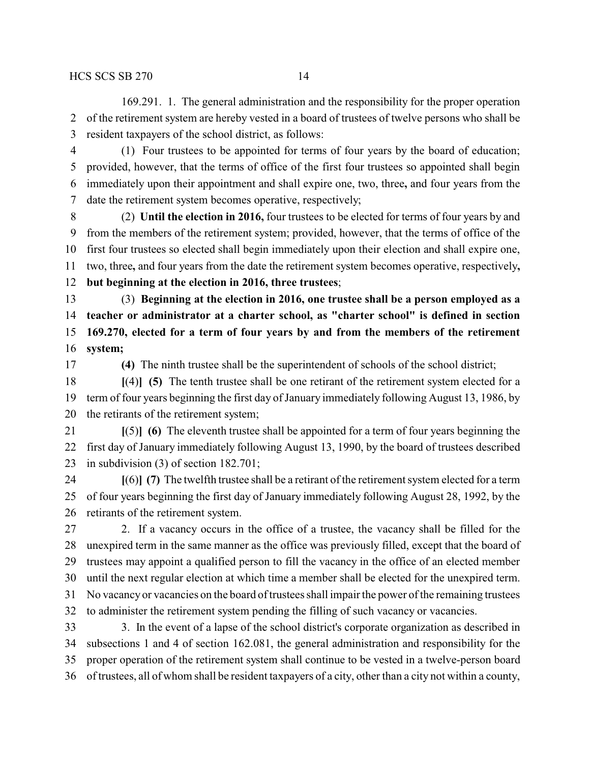169.291. 1. The general administration and the responsibility for the proper operation of the retirement system are hereby vested in a board of trustees of twelve persons who shall be resident taxpayers of the school district, as follows:

(1) Four trustees to be appointed for terms of four years by the board of education; provided, however, that the terms of office of the first four trustees so appointed shall begin immediately upon their appointment and shall expire one, two, three**,** and four years from the date the retirement system becomes operative, respectively;

(2) **Until the election in 2016,** four trustees to be elected for terms of four years by and from the members of the retirement system; provided, however, that the terms of office of the first four trustees so elected shall begin immediately upon their election and shall expire one, two, three**,** and four years from the date the retirement system becomes operative, respectively**, but beginning at the election in 2016, three trustees**;

(3) **Beginning at the election in 2016, one trustee shall be a person employed as a teacher or administrator at a charter school, as "charter school" is defined in section 169.270, elected for a term of four years by and from the members of the retirement system;**

**(4)** The ninth trustee shall be the superintendent of schools of the school district;

**[**(4)**] (5)** The tenth trustee shall be one retirant of the retirement system elected for a term of four years beginning the first day of January immediately following August 13, 1986, by the retirants of the retirement system;

**[**(5)**] (6)** The eleventh trustee shall be appointed for a term of four years beginning the first day of January immediately following August 13, 1990, by the board of trustees described in subdivision (3) of section 182.701;

**[**(6)**] (7)** The twelfth trustee shall be a retirant of the retirement system elected for a term of four years beginning the first day of January immediately following August 28, 1992, by the retirants of the retirement system.

2. If a vacancy occurs in the office of a trustee, the vacancy shall be filled for the unexpired term in the same manner as the office was previously filled, except that the board of trustees may appoint a qualified person to fill the vacancy in the office of an elected member until the next regular election at which time a member shall be elected for the unexpired term. No vacancy or vacancies on the board of trustees shall impair the power of the remaining trustees to administer the retirement system pending the filling of such vacancy or vacancies.

3. In the event of a lapse of the school district's corporate organization as described in subsections 1 and 4 of section 162.081, the general administration and responsibility for the proper operation of the retirement system shall continue to be vested in a twelve-person board of trustees, all of whom shall be resident taxpayers of a city, other than a city not within a county,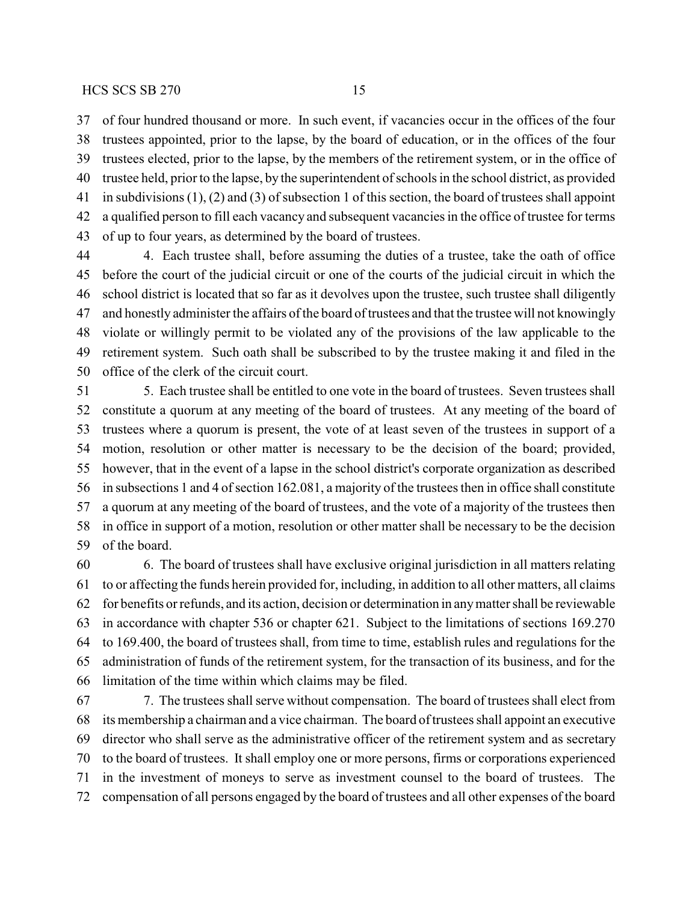of four hundred thousand or more. In such event, if vacancies occur in the offices of the four trustees appointed, prior to the lapse, by the board of education, or in the offices of the four trustees elected, prior to the lapse, by the members of the retirement system, or in the office of trustee held, prior to the lapse, by the superintendent of schools in the school district, as provided in subdivisions (1), (2) and (3) of subsection 1 of this section, the board of trustees shall appoint a qualified person to fill each vacancy and subsequent vacancies in the office of trustee for terms of up to four years, as determined by the board of trustees.

4. Each trustee shall, before assuming the duties of a trustee, take the oath of office before the court of the judicial circuit or one of the courts of the judicial circuit in which the school district is located that so far as it devolves upon the trustee, such trustee shall diligently and honestly administer the affairs of the board of trustees and that the trustee will not knowingly violate or willingly permit to be violated any of the provisions of the law applicable to the retirement system. Such oath shall be subscribed to by the trustee making it and filed in the office of the clerk of the circuit court.

5. Each trustee shall be entitled to one vote in the board of trustees. Seven trustees shall constitute a quorum at any meeting of the board of trustees. At any meeting of the board of trustees where a quorum is present, the vote of at least seven of the trustees in support of a motion, resolution or other matter is necessary to be the decision of the board; provided, however, that in the event of a lapse in the school district's corporate organization as described in subsections 1 and 4 of section 162.081, a majority of the trustees then in office shall constitute a quorum at any meeting of the board of trustees, and the vote of a majority of the trustees then in office in support of a motion, resolution or other matter shall be necessary to be the decision of the board.

6. The board of trustees shall have exclusive original jurisdiction in all matters relating to or affecting the funds herein provided for, including, in addition to all other matters, all claims for benefits or refunds, and its action, decision or determination in any matter shall be reviewable in accordance with chapter 536 or chapter 621. Subject to the limitations of sections 169.270 to 169.400, the board of trustees shall, from time to time, establish rules and regulations for the administration of funds of the retirement system, for the transaction of its business, and for the limitation of the time within which claims may be filed.

7. The trustees shall serve without compensation. The board of trustees shall elect from its membership a chairman and a vice chairman. The board of trustees shall appoint an executive director who shall serve as the administrative officer of the retirement system and as secretary to the board of trustees. It shall employ one or more persons, firms or corporations experienced in the investment of moneys to serve as investment counsel to the board of trustees. The compensation of all persons engaged by the board of trustees and all other expenses of the board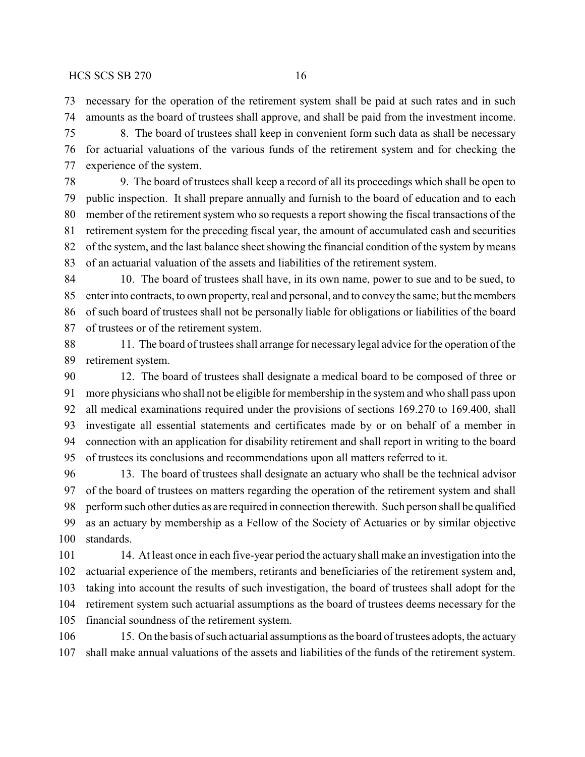necessary for the operation of the retirement system shall be paid at such rates and in such amounts as the board of trustees shall approve, and shall be paid from the investment income.

8. The board of trustees shall keep in convenient form such data as shall be necessary for actuarial valuations of the various funds of the retirement system and for checking the experience of the system.

9. The board of trustees shall keep a record of all its proceedings which shall be open to public inspection. It shall prepare annually and furnish to the board of education and to each member of the retirement system who so requests a report showing the fiscal transactions of the retirement system for the preceding fiscal year, the amount of accumulated cash and securities of the system, and the last balance sheet showing the financial condition of the system by means of an actuarial valuation of the assets and liabilities of the retirement system.

10. The board of trustees shall have, in its own name, power to sue and to be sued, to enter into contracts, to own property, real and personal, and to convey the same; but the members of such board of trustees shall not be personally liable for obligations or liabilities of the board of trustees or of the retirement system.

11. The board of trustees shall arrange for necessary legal advice for the operation of the retirement system.

12. The board of trustees shall designate a medical board to be composed of three or more physicians who shall not be eligible for membership in the system and who shall pass upon all medical examinations required under the provisions of sections 169.270 to 169.400, shall investigate all essential statements and certificates made by or on behalf of a member in connection with an application for disability retirement and shall report in writing to the board of trustees its conclusions and recommendations upon all matters referred to it.

13. The board of trustees shall designate an actuary who shall be the technical advisor of the board of trustees on matters regarding the operation of the retirement system and shall perform such other duties as are required in connection therewith. Such person shall be qualified as an actuary by membership as a Fellow of the Society of Actuaries or by similar objective standards.

14. At least once in each five-year period the actuary shall make an investigation into the actuarial experience of the members, retirants and beneficiaries of the retirement system and, taking into account the results of such investigation, the board of trustees shall adopt for the retirement system such actuarial assumptions as the board of trustees deems necessary for the financial soundness of the retirement system.

15. On the basis of such actuarial assumptions as the board of trustees adopts, the actuary shall make annual valuations of the assets and liabilities of the funds of the retirement system.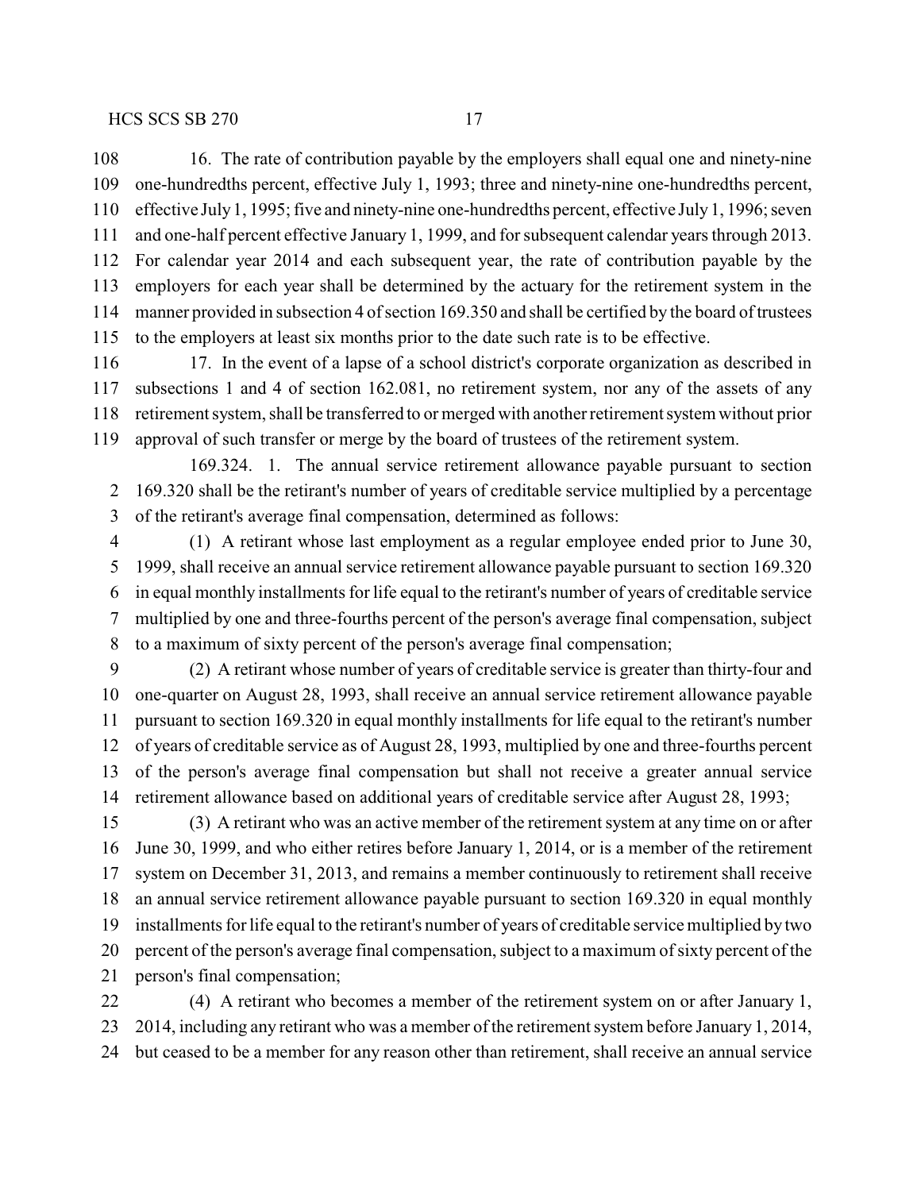16. The rate of contribution payable by the employers shall equal one and ninety-nine one-hundredths percent, effective July 1, 1993; three and ninety-nine one-hundredths percent, effective July 1, 1995; five and ninety-nine one-hundredths percent, effective July 1, 1996; seven and one-half percent effective January 1, 1999, and for subsequent calendar years through 2013. For calendar year 2014 and each subsequent year, the rate of contribution payable by the employers for each year shall be determined by the actuary for the retirement system in the manner provided in subsection 4 of section 169.350 and shall be certified by the board of trustees to the employers at least six months prior to the date such rate is to be effective.

17. In the event of a lapse of a school district's corporate organization as described in subsections 1 and 4 of section 162.081, no retirement system, nor any of the assets of any retirement system, shall be transferred to or merged with another retirement system without prior approval of such transfer or merge by the board of trustees of the retirement system.

169.324. 1. The annual service retirement allowance payable pursuant to section 169.320 shall be the retirant's number of years of creditable service multiplied by a percentage of the retirant's average final compensation, determined as follows:

(1) A retirant whose last employment as a regular employee ended prior to June 30, 1999, shall receive an annual service retirement allowance payable pursuant to section 169.320 in equal monthly installments for life equal to the retirant's number of years of creditable service multiplied by one and three-fourths percent of the person's average final compensation, subject to a maximum of sixty percent of the person's average final compensation;

(2) A retirant whose number of years of creditable service is greater than thirty-four and one-quarter on August 28, 1993, shall receive an annual service retirement allowance payable pursuant to section 169.320 in equal monthly installments for life equal to the retirant's number of years of creditable service as of August 28, 1993, multiplied by one and three-fourths percent of the person's average final compensation but shall not receive a greater annual service retirement allowance based on additional years of creditable service after August 28, 1993;

(3) A retirant who was an active member of the retirement system at any time on or after June 30, 1999, and who either retires before January 1, 2014, or is a member of the retirement system on December 31, 2013, and remains a member continuously to retirement shall receive an annual service retirement allowance payable pursuant to section 169.320 in equal monthly installments for life equal to the retirant's number of years of creditable service multiplied by two percent of the person's average final compensation, subject to a maximum of sixty percent of the person's final compensation;

(4) A retirant who becomes a member of the retirement system on or after January 1, 2014, including any retirant who was a member of the retirement system before January 1, 2014, but ceased to be a member for any reason other than retirement, shall receive an annual service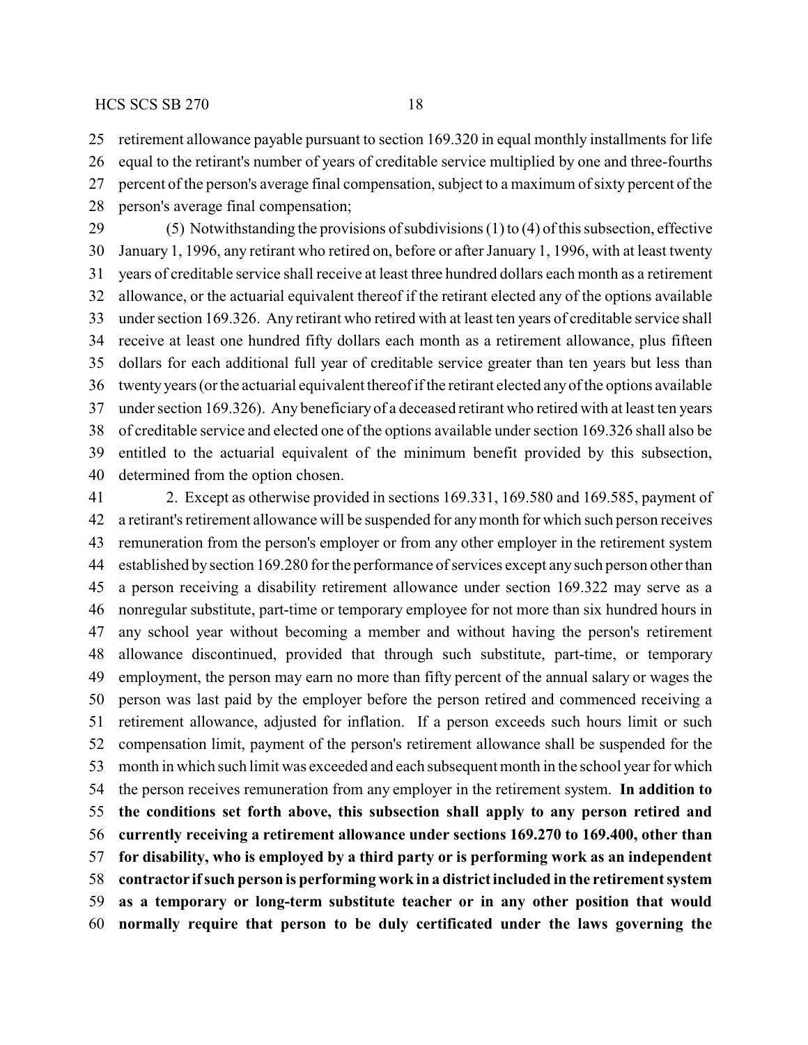retirement allowance payable pursuant to section 169.320 in equal monthly installments for life equal to the retirant's number of years of creditable service multiplied by one and three-fourths percent of the person's average final compensation, subject to a maximum of sixty percent of the person's average final compensation;

(5) Notwithstanding the provisions of subdivisions (1) to (4) of this subsection, effective January 1, 1996, any retirant who retired on, before or after January 1, 1996, with at least twenty years of creditable service shall receive at least three hundred dollars each month as a retirement allowance, or the actuarial equivalent thereof if the retirant elected any of the options available under section 169.326. Any retirant who retired with at least ten years of creditable service shall receive at least one hundred fifty dollars each month as a retirement allowance, plus fifteen dollars for each additional full year of creditable service greater than ten years but less than twenty years (or the actuarial equivalent thereof if the retirant elected any of the options available under section 169.326). Any beneficiary of a deceased retirant who retired with at least ten years of creditable service and elected one of the options available under section 169.326 shall also be entitled to the actuarial equivalent of the minimum benefit provided by this subsection, determined from the option chosen.

2. Except as otherwise provided in sections 169.331, 169.580 and 169.585, payment of a retirant's retirement allowance will be suspended for any month for which such person receives remuneration from the person's employer or from any other employer in the retirement system established by section 169.280 for the performance of services except any such person other than a person receiving a disability retirement allowance under section 169.322 may serve as a nonregular substitute, part-time or temporary employee for not more than six hundred hours in any school year without becoming a member and without having the person's retirement allowance discontinued, provided that through such substitute, part-time, or temporary employment, the person may earn no more than fifty percent of the annual salary or wages the person was last paid by the employer before the person retired and commenced receiving a retirement allowance, adjusted for inflation. If a person exceeds such hours limit or such compensation limit, payment of the person's retirement allowance shall be suspended for the month in which such limit was exceeded and each subsequent month in the school year for which the person receives remuneration from any employer in the retirement system. **In addition to the conditions set forth above, this subsection shall apply to any person retired and currently receiving a retirement allowance under sections 169.270 to 169.400, other than for disability, who is employed by a third party or is performing work as an independent contractor if such person is performing work in a district included in the retirement system as a temporary or long-term substitute teacher or in any other position that would normally require that person to be duly certificated under the laws governing the**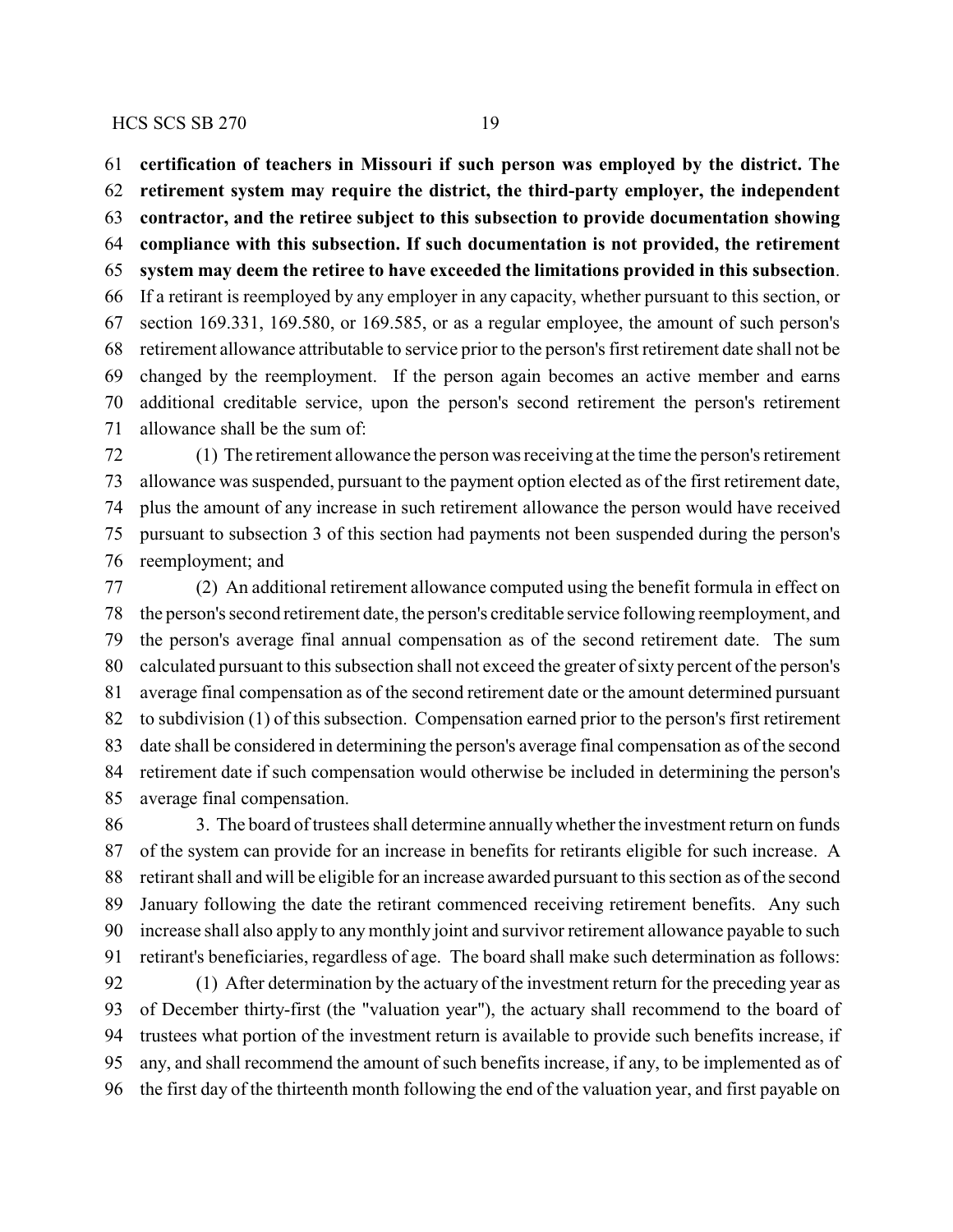**certification of teachers in Missouri if such person was employed by the district. The retirement system may require the district, the third-party employer, the independent contractor, and the retiree subject to this subsection to provide documentation showing compliance with this subsection. If such documentation is not provided, the retirement system may deem the retiree to have exceeded the limitations provided in this subsection**. If a retirant is reemployed by any employer in any capacity, whether pursuant to this section, or section 169.331, 169.580, or 169.585, or as a regular employee, the amount of such person's retirement allowance attributable to service prior to the person's first retirement date shall not be changed by the reemployment. If the person again becomes an active member and earns additional creditable service, upon the person's second retirement the person's retirement allowance shall be the sum of:

(1) The retirement allowance the person was receiving at the time the person's retirement allowance was suspended, pursuant to the payment option elected as of the first retirement date, plus the amount of any increase in such retirement allowance the person would have received pursuant to subsection 3 of this section had payments not been suspended during the person's reemployment; and

(2) An additional retirement allowance computed using the benefit formula in effect on the person's second retirement date, the person's creditable service following reemployment, and the person's average final annual compensation as of the second retirement date. The sum calculated pursuant to this subsection shall not exceed the greater of sixty percent of the person's average final compensation as of the second retirement date or the amount determined pursuant to subdivision (1) of this subsection. Compensation earned prior to the person's first retirement date shall be considered in determining the person's average final compensation as of the second retirement date if such compensation would otherwise be included in determining the person's average final compensation.

3. The board of trustees shall determine annually whether the investment return on funds of the system can provide for an increase in benefits for retirants eligible for such increase. A retirant shall and will be eligible for an increase awarded pursuant to this section as of the second January following the date the retirant commenced receiving retirement benefits. Any such increase shall also apply to any monthly joint and survivor retirement allowance payable to such retirant's beneficiaries, regardless of age. The board shall make such determination as follows:

(1) After determination by the actuary of the investment return for the preceding year as of December thirty-first (the "valuation year"), the actuary shall recommend to the board of trustees what portion of the investment return is available to provide such benefits increase, if any, and shall recommend the amount of such benefits increase, if any, to be implemented as of the first day of the thirteenth month following the end of the valuation year, and first payable on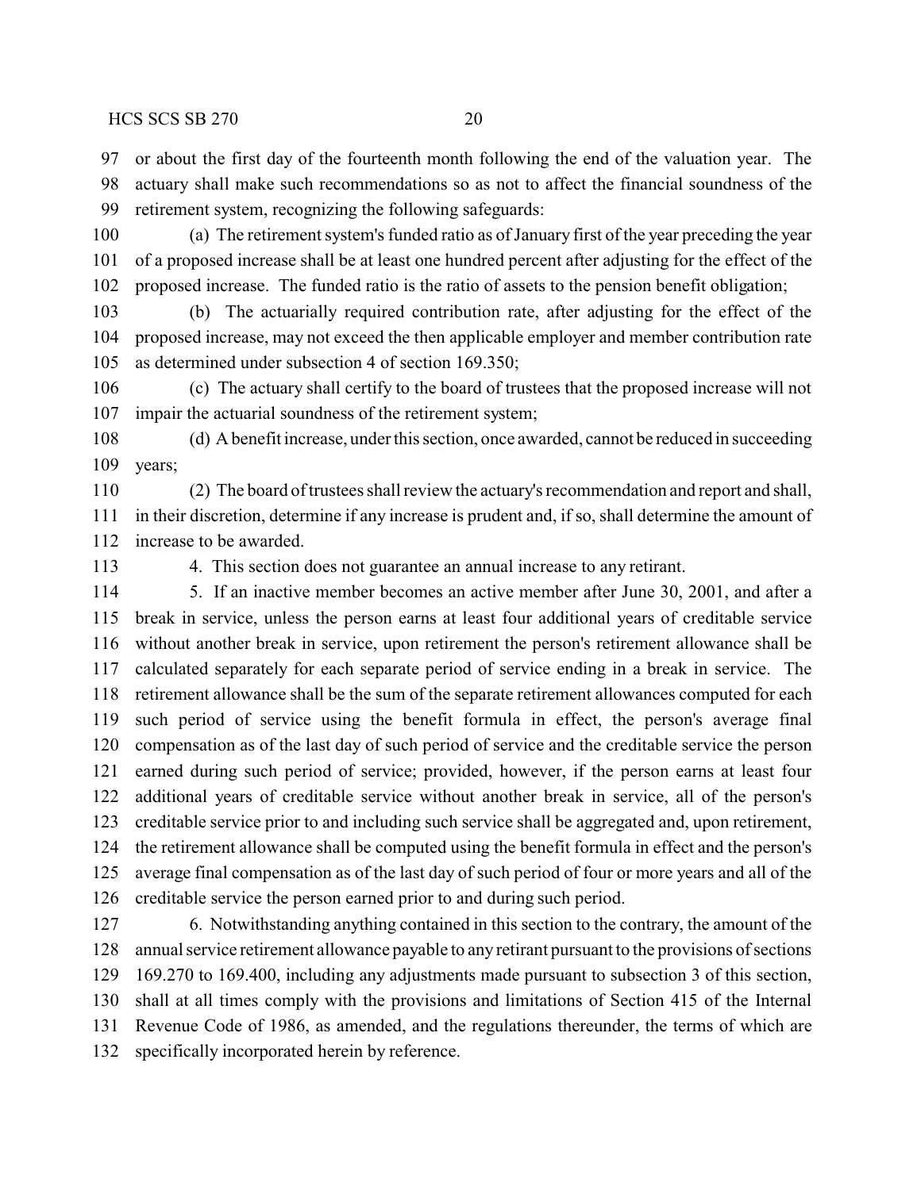or about the first day of the fourteenth month following the end of the valuation year. The actuary shall make such recommendations so as not to affect the financial soundness of the retirement system, recognizing the following safeguards:

(a) The retirement system's funded ratio as of January first of the year preceding the year of a proposed increase shall be at least one hundred percent after adjusting for the effect of the proposed increase. The funded ratio is the ratio of assets to the pension benefit obligation;

(b) The actuarially required contribution rate, after adjusting for the effect of the proposed increase, may not exceed the then applicable employer and member contribution rate as determined under subsection 4 of section 169.350;

(c) The actuary shall certify to the board of trustees that the proposed increase will not impair the actuarial soundness of the retirement system;

(d) A benefit increase, under this section, once awarded, cannot be reduced in succeeding years;

(2) The board of trustees shall review the actuary's recommendation and report and shall, in their discretion, determine if any increase is prudent and, if so, shall determine the amount of increase to be awarded.

4. This section does not guarantee an annual increase to any retirant.

5. If an inactive member becomes an active member after June 30, 2001, and after a break in service, unless the person earns at least four additional years of creditable service without another break in service, upon retirement the person's retirement allowance shall be calculated separately for each separate period of service ending in a break in service. The retirement allowance shall be the sum of the separate retirement allowances computed for each such period of service using the benefit formula in effect, the person's average final compensation as of the last day of such period of service and the creditable service the person earned during such period of service; provided, however, if the person earns at least four additional years of creditable service without another break in service, all of the person's creditable service prior to and including such service shall be aggregated and, upon retirement, the retirement allowance shall be computed using the benefit formula in effect and the person's average final compensation as of the last day of such period of four or more years and all of the creditable service the person earned prior to and during such period.

6. Notwithstanding anything contained in this section to the contrary, the amount of the annual service retirement allowance payable to any retirant pursuant to the provisions of sections 169.270 to 169.400, including any adjustments made pursuant to subsection 3 of this section, shall at all times comply with the provisions and limitations of Section 415 of the Internal Revenue Code of 1986, as amended, and the regulations thereunder, the terms of which are specifically incorporated herein by reference.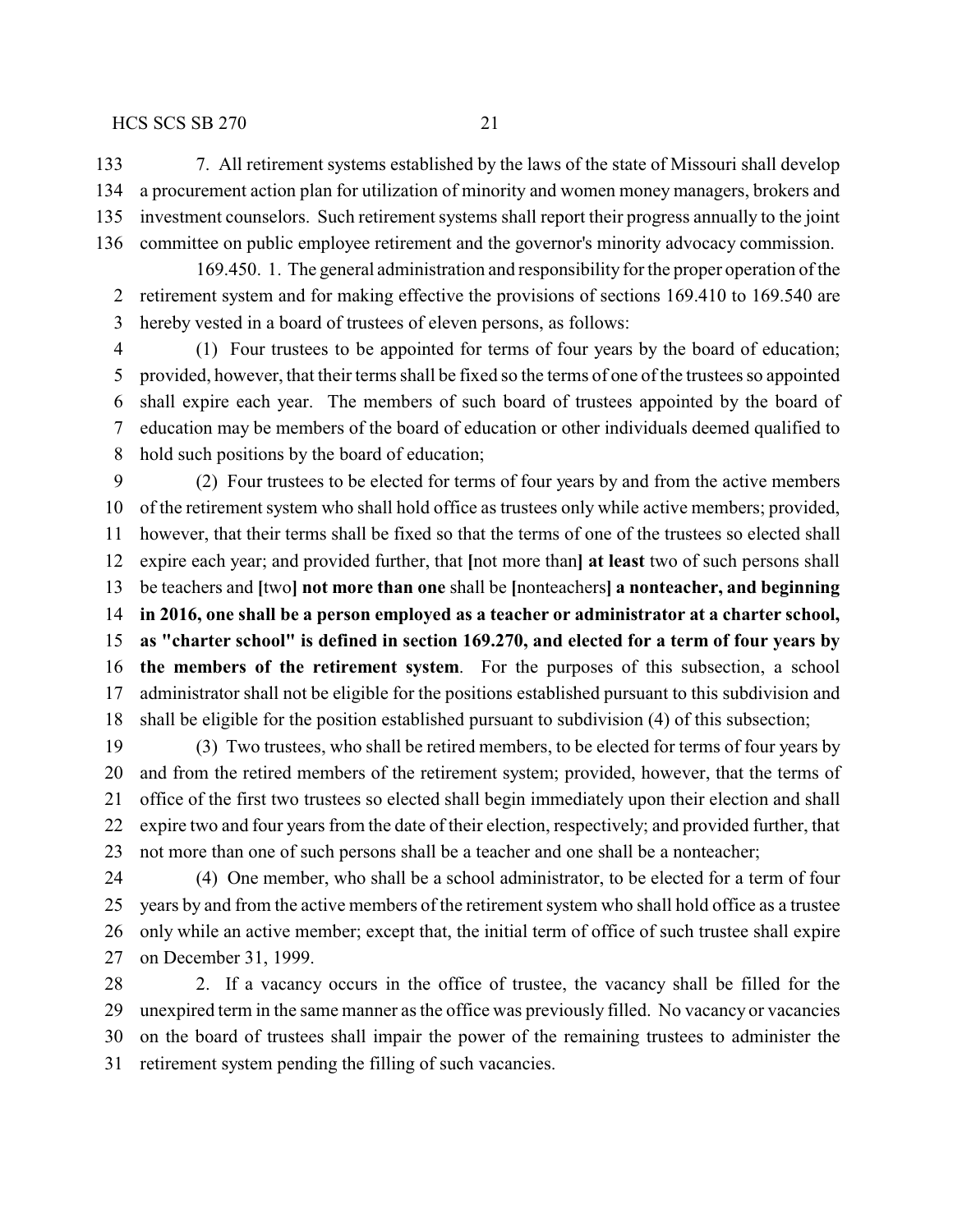7. All retirement systems established by the laws of the state of Missouri shall develop a procurement action plan for utilization of minority and women money managers, brokers and investment counselors. Such retirement systems shall report their progress annually to the joint committee on public employee retirement and the governor's minority advocacy commission.

169.450. 1. The general administration and responsibility for the proper operation of the retirement system and for making effective the provisions of sections 169.410 to 169.540 are hereby vested in a board of trustees of eleven persons, as follows:

(1) Four trustees to be appointed for terms of four years by the board of education; provided, however, that their terms shall be fixed so the terms of one of the trustees so appointed shall expire each year. The members of such board of trustees appointed by the board of education may be members of the board of education or other individuals deemed qualified to hold such positions by the board of education;

(2) Four trustees to be elected for terms of four years by and from the active members of the retirement system who shall hold office as trustees only while active members; provided, however, that their terms shall be fixed so that the terms of one of the trustees so elected shall expire each year; and provided further, that **[**not more than**]** **at least** two of such persons shall be teachers and **[**two**]** **not more than one** shall be **[**nonteachers**]** **a nonteacher, and beginning in 2016, one shall be a person employed as a teacher or administrator at a charter school, as "charter school" is defined in section 169.270, and elected for a term of four years by the members of the retirement system**. For the purposes of this subsection, a school administrator shall not be eligible for the positions established pursuant to this subdivision and shall be eligible for the position established pursuant to subdivision (4) of this subsection;

(3) Two trustees, who shall be retired members, to be elected for terms of four years by and from the retired members of the retirement system; provided, however, that the terms of office of the first two trustees so elected shall begin immediately upon their election and shall expire two and four years from the date of their election, respectively; and provided further, that not more than one of such persons shall be a teacher and one shall be a nonteacher;

(4) One member, who shall be a school administrator, to be elected for a term of four years by and from the active members of the retirement system who shall hold office as a trustee only while an active member; except that, the initial term of office of such trustee shall expire on December 31, 1999.

2. If a vacancy occurs in the office of trustee, the vacancy shall be filled for the unexpired term in the same manner as the office was previously filled. No vacancy or vacancies on the board of trustees shall impair the power of the remaining trustees to administer the retirement system pending the filling of such vacancies.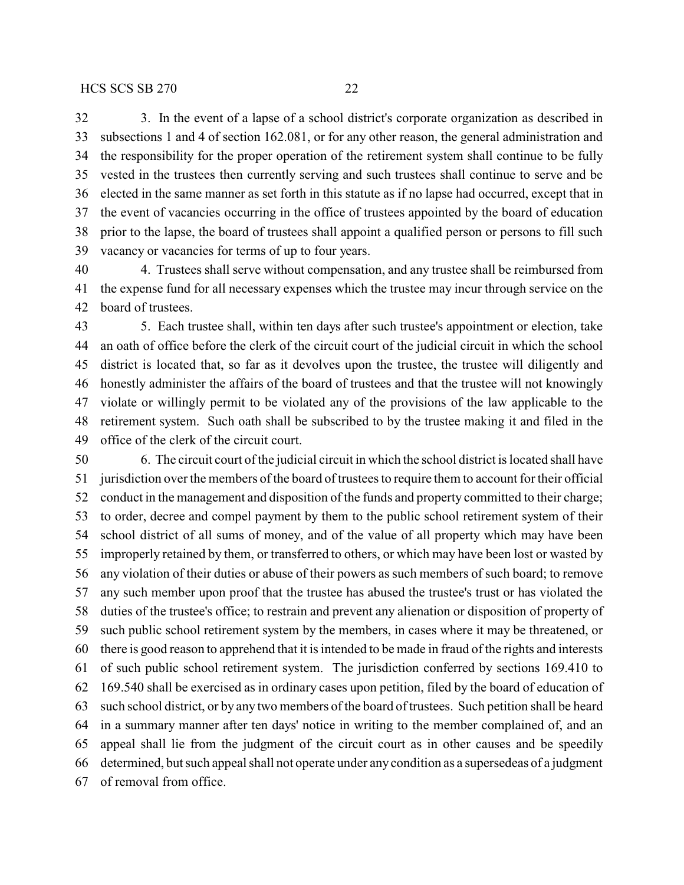3. In the event of a lapse of a school district's corporate organization as described in subsections 1 and 4 of section 162.081, or for any other reason, the general administration and the responsibility for the proper operation of the retirement system shall continue to be fully vested in the trustees then currently serving and such trustees shall continue to serve and be elected in the same manner as set forth in this statute as if no lapse had occurred, except that in the event of vacancies occurring in the office of trustees appointed by the board of education prior to the lapse, the board of trustees shall appoint a qualified person or persons to fill such vacancy or vacancies for terms of up to four years.

4. Trustees shall serve without compensation, and any trustee shall be reimbursed from the expense fund for all necessary expenses which the trustee may incur through service on the board of trustees.

5. Each trustee shall, within ten days after such trustee's appointment or election, take an oath of office before the clerk of the circuit court of the judicial circuit in which the school district is located that, so far as it devolves upon the trustee, the trustee will diligently and honestly administer the affairs of the board of trustees and that the trustee will not knowingly violate or willingly permit to be violated any of the provisions of the law applicable to the retirement system. Such oath shall be subscribed to by the trustee making it and filed in the office of the clerk of the circuit court.

6. The circuit court of the judicial circuit in which the school district is located shall have jurisdiction over the members of the board of trustees to require them to account for their official conduct in the management and disposition of the funds and property committed to their charge; to order, decree and compel payment by them to the public school retirement system of their school district of all sums of money, and of the value of all property which may have been improperly retained by them, or transferred to others, or which may have been lost or wasted by any violation of their duties or abuse of their powers as such members of such board; to remove any such member upon proof that the trustee has abused the trustee's trust or has violated the duties of the trustee's office; to restrain and prevent any alienation or disposition of property of such public school retirement system by the members, in cases where it may be threatened, or there is good reason to apprehend that it is intended to be made in fraud of the rights and interests of such public school retirement system. The jurisdiction conferred by sections 169.410 to 169.540 shall be exercised as in ordinary cases upon petition, filed by the board of education of such school district, or by any two members of the board of trustees. Such petition shall be heard in a summary manner after ten days' notice in writing to the member complained of, and an appeal shall lie from the judgment of the circuit court as in other causes and be speedily determined, but such appeal shall not operate under any condition as a supersedeas of a judgment of removal from office.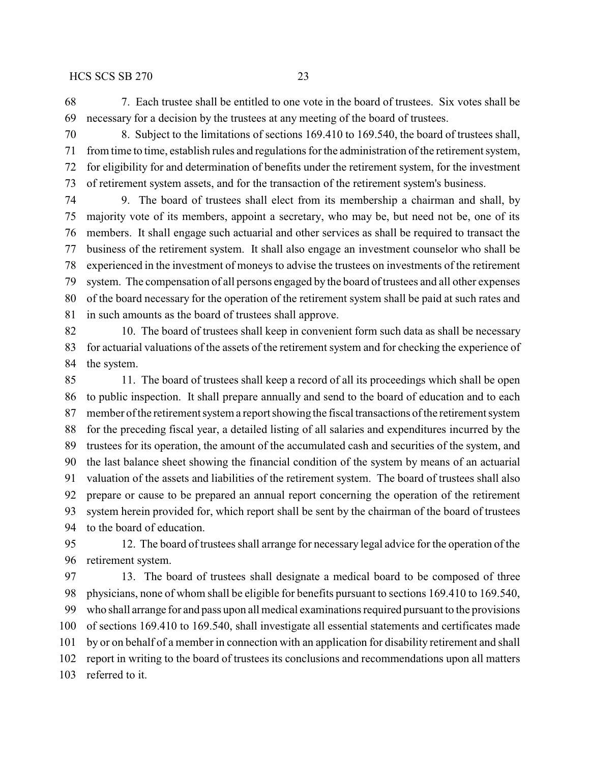7. Each trustee shall be entitled to one vote in the board of trustees. Six votes shall be necessary for a decision by the trustees at any meeting of the board of trustees.

8. Subject to the limitations of sections 169.410 to 169.540, the board of trustees shall, from time to time, establish rules and regulations for the administration of the retirement system, for eligibility for and determination of benefits under the retirement system, for the investment of retirement system assets, and for the transaction of the retirement system's business.

9. The board of trustees shall elect from its membership a chairman and shall, by majority vote of its members, appoint a secretary, who may be, but need not be, one of its members. It shall engage such actuarial and other services as shall be required to transact the business of the retirement system. It shall also engage an investment counselor who shall be experienced in the investment of moneys to advise the trustees on investments of the retirement system. The compensation of all persons engaged by the board of trustees and all other expenses of the board necessary for the operation of the retirement system shall be paid at such rates and in such amounts as the board of trustees shall approve.

10. The board of trustees shall keep in convenient form such data as shall be necessary for actuarial valuations of the assets of the retirement system and for checking the experience of the system.

11. The board of trustees shall keep a record of all its proceedings which shall be open to public inspection. It shall prepare annually and send to the board of education and to each member of the retirement system a report showing the fiscal transactions of the retirement system for the preceding fiscal year, a detailed listing of all salaries and expenditures incurred by the trustees for its operation, the amount of the accumulated cash and securities of the system, and the last balance sheet showing the financial condition of the system by means of an actuarial valuation of the assets and liabilities of the retirement system. The board of trustees shall also prepare or cause to be prepared an annual report concerning the operation of the retirement system herein provided for, which report shall be sent by the chairman of the board of trustees to the board of education.

12. The board of trustees shall arrange for necessary legal advice for the operation of the retirement system.

13. The board of trustees shall designate a medical board to be composed of three physicians, none of whom shall be eligible for benefits pursuant to sections 169.410 to 169.540, who shall arrange for and pass upon all medical examinations required pursuant to the provisions of sections 169.410 to 169.540, shall investigate all essential statements and certificates made by or on behalf of a member in connection with an application for disability retirement and shall report in writing to the board of trustees its conclusions and recommendations upon all matters referred to it.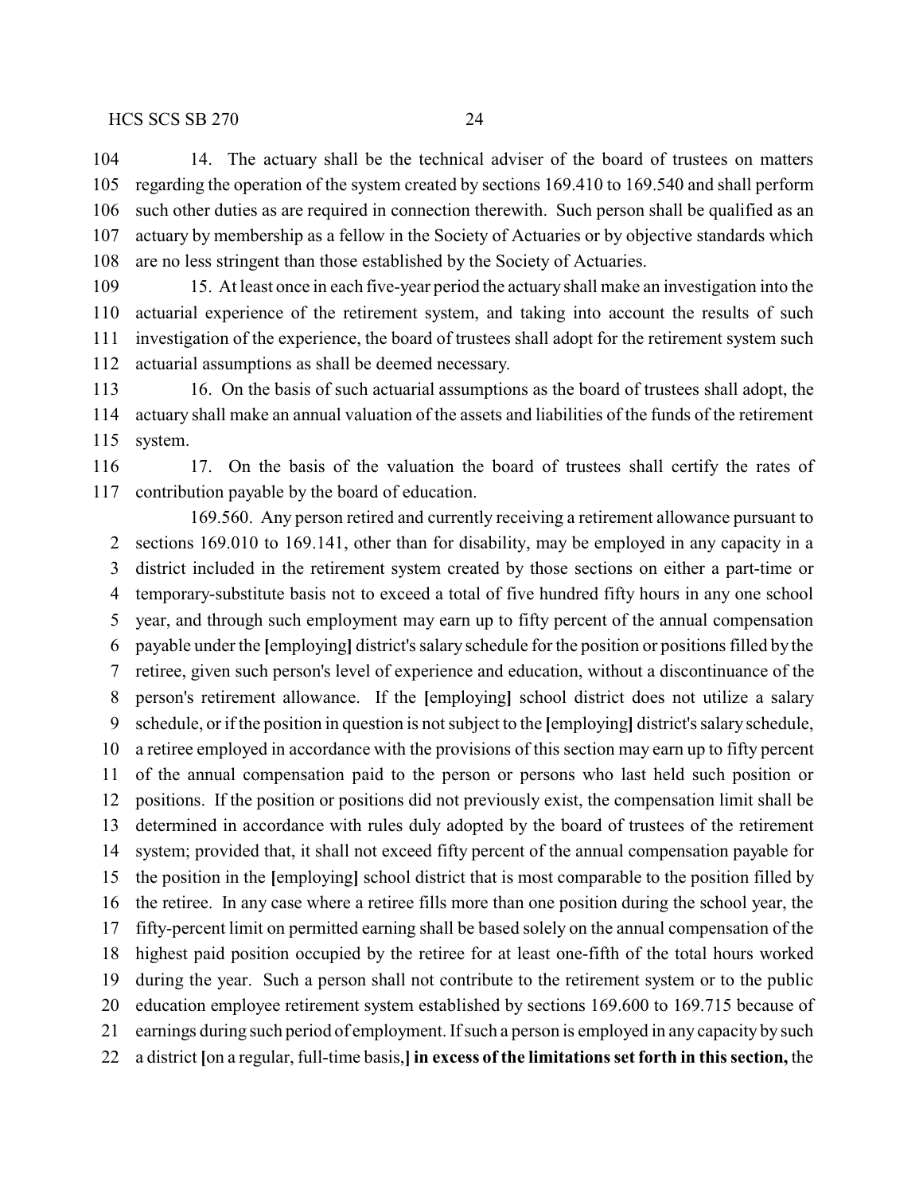14. The actuary shall be the technical adviser of the board of trustees on matters regarding the operation of the system created by sections 169.410 to 169.540 and shall perform such other duties as are required in connection therewith. Such person shall be qualified as an actuary by membership as a fellow in the Society of Actuaries or by objective standards which are no less stringent than those established by the Society of Actuaries.

15. At least once in each five-year period the actuary shall make an investigation into the actuarial experience of the retirement system, and taking into account the results of such investigation of the experience, the board of trustees shall adopt for the retirement system such actuarial assumptions as shall be deemed necessary.

16. On the basis of such actuarial assumptions as the board of trustees shall adopt, the actuary shall make an annual valuation of the assets and liabilities of the funds of the retirement system.

17. On the basis of the valuation the board of trustees shall certify the rates of contribution payable by the board of education.

169.560. Any person retired and currently receiving a retirement allowance pursuant to sections 169.010 to 169.141, other than for disability, may be employed in any capacity in a district included in the retirement system created by those sections on either a part-time or temporary-substitute basis not to exceed a total of five hundred fifty hours in any one school year, and through such employment may earn up to fifty percent of the annual compensation payable under the **[**employing**]** district's salary schedule for the position or positions filled by the retiree, given such person's level of experience and education, without a discontinuance of the person's retirement allowance. If the **[**employing**]** school district does not utilize a salary schedule, or if the position in question is not subject to the **[**employing**]** district's salary schedule, a retiree employed in accordance with the provisions of this section may earn up to fifty percent of the annual compensation paid to the person or persons who last held such position or positions. If the position or positions did not previously exist, the compensation limit shall be determined in accordance with rules duly adopted by the board of trustees of the retirement system; provided that, it shall not exceed fifty percent of the annual compensation payable for the position in the **[**employing**]** school district that is most comparable to the position filled by the retiree. In any case where a retiree fills more than one position during the school year, the fifty-percent limit on permitted earning shall be based solely on the annual compensation of the highest paid position occupied by the retiree for at least one-fifth of the total hours worked during the year. Such a person shall not contribute to the retirement system or to the public education employee retirement system established by sections 169.600 to 169.715 because of earnings during such period of employment. If such a person is employed in any capacity by such a district **[**on a regular, full-time basis,**]** **in excess of the limitations set forth in this section,** the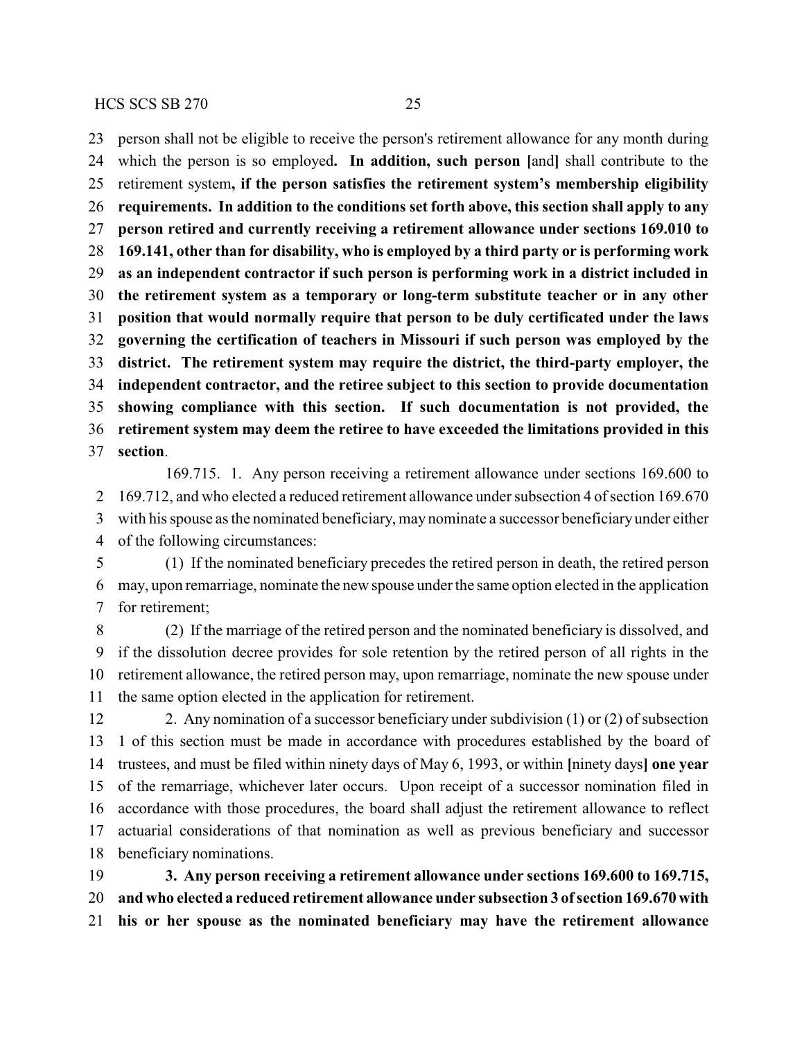person shall not be eligible to receive the person's retirement allowance for any month during which the person is so employed**. In addition, such person [**and**]** shall contribute to the retirement system**, if the person satisfies the retirement system's membership eligibility requirements. In addition to the conditions set forth above, this section shall apply to any person retired and currently receiving a retirement allowance under sections 169.010 to 169.141, other than for disability, who is employed by a third party or is performing work as an independent contractor if such person is performing work in a district included in the retirement system as a temporary or long-term substitute teacher or in any other position that would normally require that person to be duly certificated under the laws governing the certification of teachers in Missouri if such person was employed by the district. The retirement system may require the district, the third-party employer, the independent contractor, and the retiree subject to this section to provide documentation showing compliance with this section. If such documentation is not provided, the retirement system may deem the retiree to have exceeded the limitations provided in this section**.

169.715. 1. Any person receiving a retirement allowance under sections 169.600 to 169.712, and who elected a reduced retirement allowance under subsection 4 of section 169.670 with his spouse as the nominated beneficiary, may nominate a successor beneficiary under either of the following circumstances:

(1) If the nominated beneficiary precedes the retired person in death, the retired person may, upon remarriage, nominate the new spouse under the same option elected in the application for retirement;

(2) If the marriage of the retired person and the nominated beneficiary is dissolved, and if the dissolution decree provides for sole retention by the retired person of all rights in the retirement allowance, the retired person may, upon remarriage, nominate the new spouse under the same option elected in the application for retirement.

2. Any nomination of a successor beneficiary under subdivision (1) or (2) of subsection 1 of this section must be made in accordance with procedures established by the board of trustees, and must be filed within ninety days of May 6, 1993, or within **[**ninety days**] one year** of the remarriage, whichever later occurs. Upon receipt of a successor nomination filed in accordance with those procedures, the board shall adjust the retirement allowance to reflect actuarial considerations of that nomination as well as previous beneficiary and successor beneficiary nominations.

**3. Any person receiving a retirement allowance under sections 169.600 to 169.715, and who elected a reduced retirement allowance under subsection 3 of section 169.670 with his or her spouse as the nominated beneficiary may have the retirement allowance**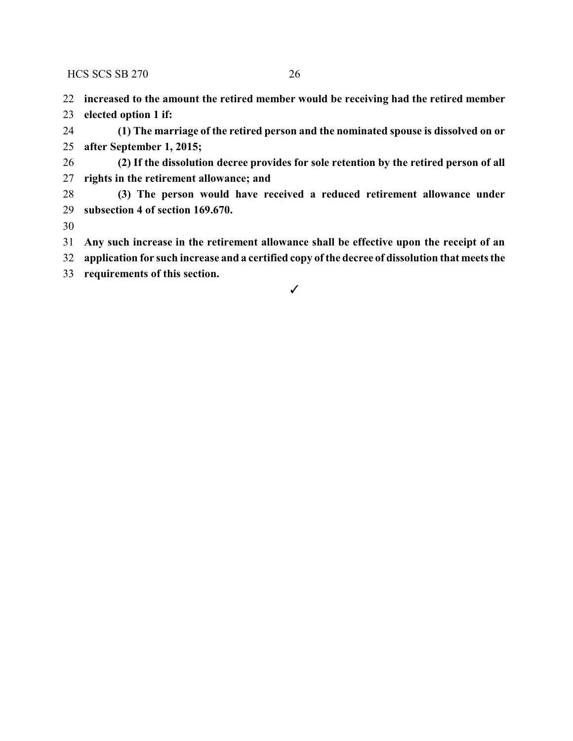**increased to the amount the retired member would be receiving had the retired member elected option 1 if:**

**(1) The marriage of the retired person and the nominated spouse is dissolved on or after September 1, 2015;**

**(2) If the dissolution decree provides for sole retention by the retired person of all rights in the retirement allowance; and**

**(3) The person would have received a reduced retirement allowance under subsection 4 of section 169.670.**

**Any such increase in the retirement allowance shall be effective upon the receipt of an application for such increase and a certified copy of the decree of dissolution that meets the requirements of this section.**

✓